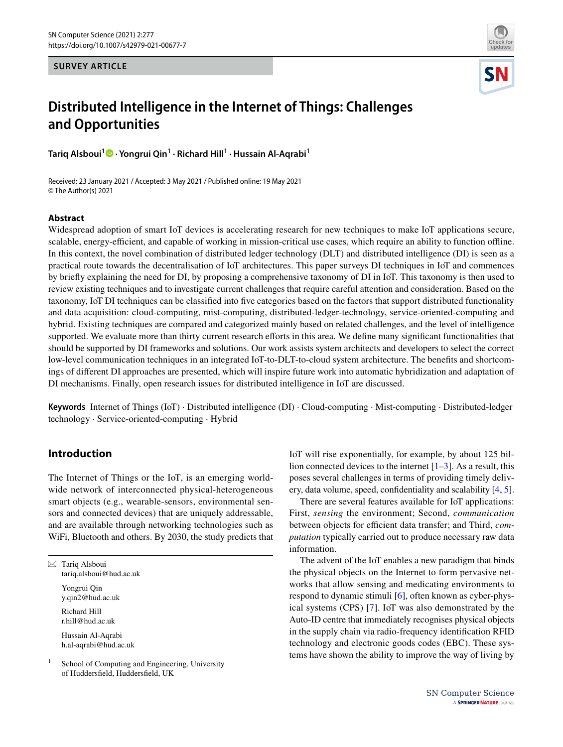SURVEY ARTICLE

# Distributed Intelligence in the Internet of Things: Challenges and Opportunities

**Tariq Alsboui[1] · Yongrui Qin[1] · Richard Hill[1] · Hussain Al-Aqrabi[1]**

Received: 23 January 2021 / Accepted: 3 May 2021 / Published online: 19 May 2021
© The Author(s) 2021

## Abstract

Widespread adoption of smart IoT devices is accelerating research for new techniques to make IoT applications secure, scalable, energy-efficient, and capable of working in mission-critical use cases, which require an ability to function offline. In this context, the novel combination of distributed ledger technology (DLT) and distributed intelligence (DI) is seen as a practical route towards the decentralisation of IoT architectures. This paper surveys DI techniques in IoT and commences by briefly explaining the need for DI, by proposing a comprehensive taxonomy of DI in IoT. This taxonomy is then used to review existing techniques and to investigate current challenges that require careful attention and consideration. Based on the taxonomy, IoT DI techniques can be classified into five categories based on the factors that support distributed functionality and data acquisition: cloud-computing, mist-computing, distributed-ledger-technology, service-oriented-computing and hybrid. Existing techniques are compared and categorized mainly based on related challenges, and the level of intelligence supported. We evaluate more than thirty current research efforts in this area. We define many significant functionalities that should be supported by DI frameworks and solutions. Our work assists system architects and developers to select the correct low-level communication techniques in an integrated IoT-to-DLT-to-cloud system architecture. The benefits and shortcomings of different DI approaches are presented, which will inspire future work into automatic hybridization and adaptation of DI mechanisms. Finally, open research issues for distributed intelligence in IoT are discussed.

**Keywords** Internet of Things (IoT) · Distributed intelligence (DI) · Cloud-computing · Mist-computing · Distributed-ledger technology · Service-oriented-computing · Hybrid

## Introduction

The Internet of Things or the IoT, is an emerging worldwide network of interconnected physical-heterogeneous smart objects (e.g., wearable-sensors, environmental sensors and connected devices) that are uniquely addressable, and are available through networking technologies such as WiFi, Bluetooth and others. By 2030, the study predicts that IoT will rise exponentially, for example, by about 125 billion connected devices to the internet [1–3]. As a result, this poses several challenges in terms of providing timely delivery, data volume, speed, confidentiality and scalability [4, 5].

There are several features available for IoT applications: First, *sensing* the environment; Second, *communication* between objects for efficient data transfer; and Third, *computation* typically carried out to produce necessary raw data information.

The advent of the IoT enables a new paradigm that binds the physical objects on the Internet to form pervasive networks that allow sensing and medicating environments to respond to dynamic stimuli [6], often known as cyber-physical systems (CPS) [7]. IoT was also demonstrated by the Auto-ID centre that immediately recognises physical objects in the supply chain via radio-frequency identification RFID technology and electronic goods codes (EBC). These systems have shown the ability to improve the way of living by

---

✉ Tariq Alsboui
tariq.alsboui@hud.ac.uk

Yongrui Qin
y.qin2@hud.ac.uk

Richard Hill
r.hill@hud.ac.uk

Hussain Al-Aqrabi
h.al-aqrabi@hud.ac.uk

[1] School of Computing and Engineering, University of Huddersfield, Huddersfield, UK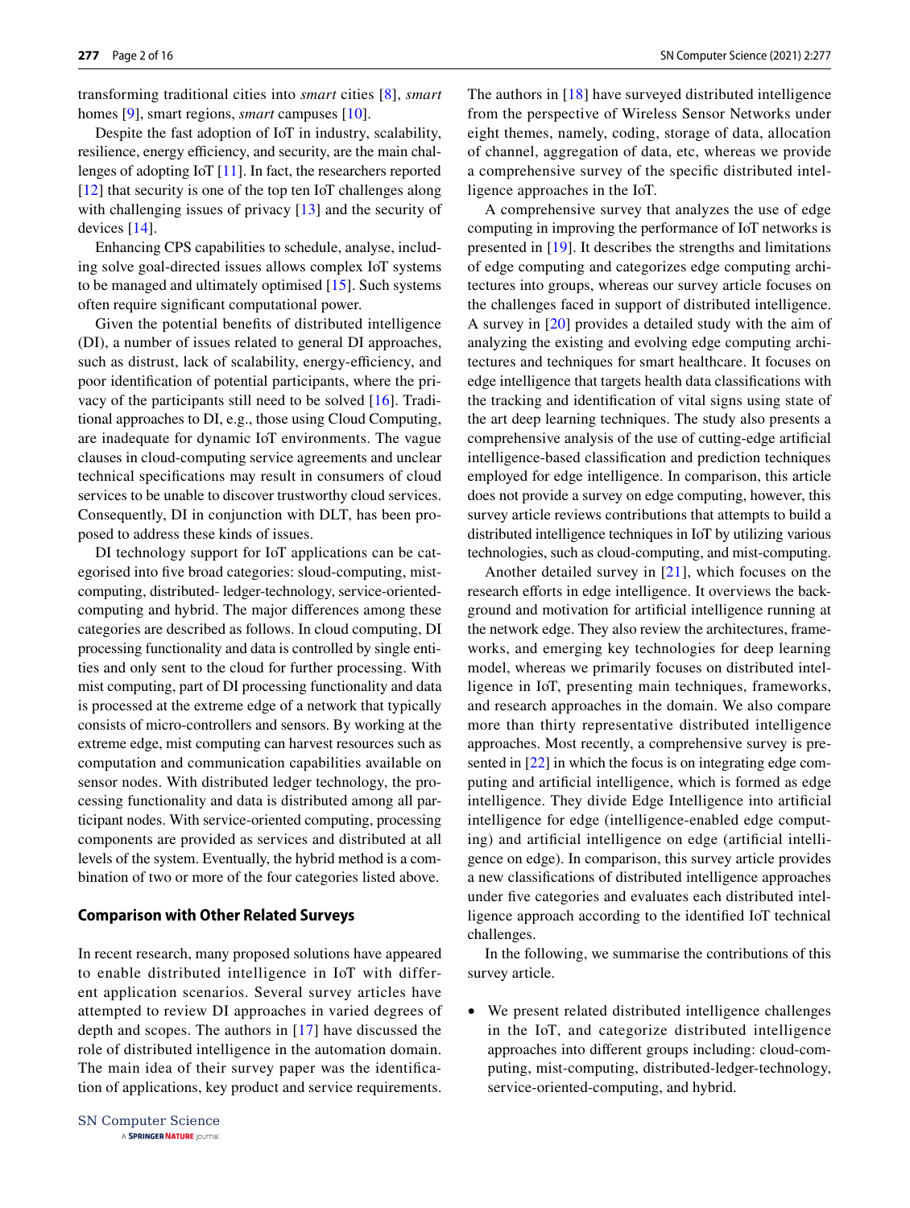transforming traditional cities into *smart* cities [8], *smart* homes [9], smart regions, *smart* campuses [10].

Despite the fast adoption of IoT in industry, scalability, resilience, energy efficiency, and security, are the main challenges of adopting IoT [11]. In fact, the researchers reported [12] that security is one of the top ten IoT challenges along with challenging issues of privacy [13] and the security of devices [14].

Enhancing CPS capabilities to schedule, analyse, including solve goal-directed issues allows complex IoT systems to be managed and ultimately optimised [15]. Such systems often require significant computational power.

Given the potential benefits of distributed intelligence (DI), a number of issues related to general DI approaches, such as distrust, lack of scalability, energy-efficiency, and poor identification of potential participants, where the privacy of the participants still need to be solved [16]. Traditional approaches to DI, e.g., those using Cloud Computing, are inadequate for dynamic IoT environments. The vague clauses in cloud-computing service agreements and unclear technical specifications may result in consumers of cloud services to be unable to discover trustworthy cloud services. Consequently, DI in conjunction with DLT, has been proposed to address these kinds of issues.

DI technology support for IoT applications can be categorised into five broad categories: sloud-computing, mist-computing, distributed- ledger-technology, service-oriented-computing and hybrid. The major differences among these categories are described as follows. In cloud computing, DI processing functionality and data is controlled by single entities and only sent to the cloud for further processing. With mist computing, part of DI processing functionality and data is processed at the extreme edge of a network that typically consists of micro-controllers and sensors. By working at the extreme edge, mist computing can harvest resources such as computation and communication capabilities available on sensor nodes. With distributed ledger technology, the processing functionality and data is distributed among all participant nodes. With service-oriented computing, processing components are provided as services and distributed at all levels of the system. Eventually, the hybrid method is a combination of two or more of the four categories listed above.

### Comparison with Other Related Surveys

In recent research, many proposed solutions have appeared to enable distributed intelligence in IoT with different application scenarios. Several survey articles have attempted to review DI approaches in varied degrees of depth and scopes. The authors in [17] have discussed the role of distributed intelligence in the automation domain. The main idea of their survey paper was the identification of applications, key product and service requirements. The authors in [18] have surveyed distributed intelligence from the perspective of Wireless Sensor Networks under eight themes, namely, coding, storage of data, allocation of channel, aggregation of data, etc, whereas we provide a comprehensive survey of the specific distributed intelligence approaches in the IoT.

A comprehensive survey that analyzes the use of edge computing in improving the performance of IoT networks is presented in [19]. It describes the strengths and limitations of edge computing and categorizes edge computing architectures into groups, whereas our survey article focuses on the challenges faced in support of distributed intelligence. A survey in [20] provides a detailed study with the aim of analyzing the existing and evolving edge computing architectures and techniques for smart healthcare. It focuses on edge intelligence that targets health data classifications with the tracking and identification of vital signs using state of the art deep learning techniques. The study also presents a comprehensive analysis of the use of cutting-edge artificial intelligence-based classification and prediction techniques employed for edge intelligence. In comparison, this article does not provide a survey on edge computing, however, this survey article reviews contributions that attempts to build a distributed intelligence techniques in IoT by utilizing various technologies, such as cloud-computing, and mist-computing.

Another detailed survey in [21], which focuses on the research efforts in edge intelligence. It overviews the background and motivation for artificial intelligence running at the network edge. They also review the architectures, frameworks, and emerging key technologies for deep learning model, whereas we primarily focuses on distributed intelligence in IoT, presenting main techniques, frameworks, and research approaches in the domain. We also compare more than thirty representative distributed intelligence approaches. Most recently, a comprehensive survey is presented in [22] in which the focus is on integrating edge computing and artificial intelligence, which is formed as edge intelligence. They divide Edge Intelligence into artificial intelligence for edge (intelligence-enabled edge computing) and artificial intelligence on edge (artificial intelligence on edge). In comparison, this survey article provides a new classifications of distributed intelligence approaches under five categories and evaluates each distributed intelligence approach according to the identified IoT technical challenges.

In the following, we summarise the contributions of this survey article.

- We present related distributed intelligence challenges in the IoT, and categorize distributed intelligence approaches into different groups including: cloud-computing, mist-computing, distributed-ledger-technology, service-oriented-computing, and hybrid.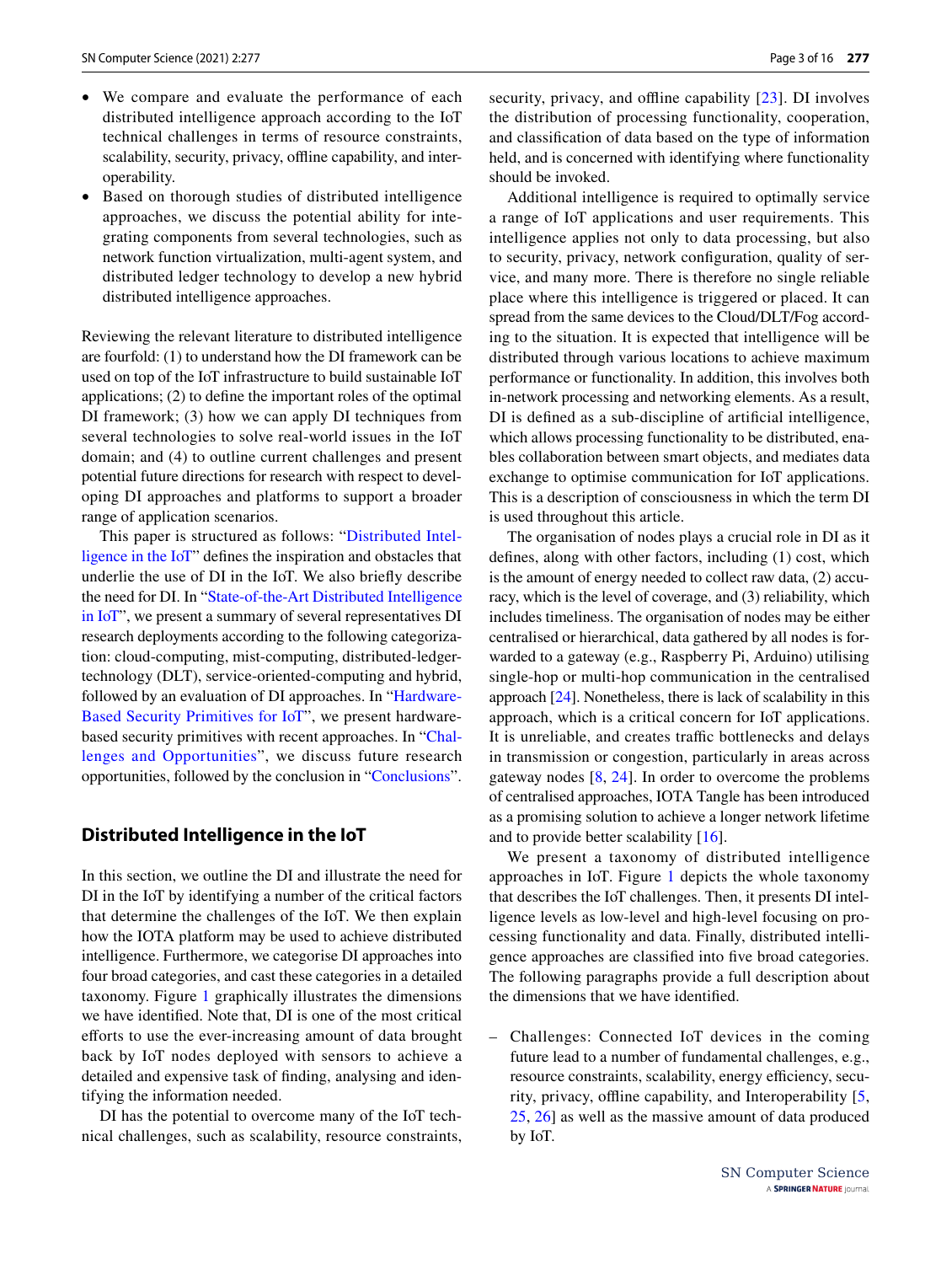- We compare and evaluate the performance of each distributed intelligence approach according to the IoT technical challenges in terms of resource constraints, scalability, security, privacy, offline capability, and interoperability.
- Based on thorough studies of distributed intelligence approaches, we discuss the potential ability for integrating components from several technologies, such as network function virtualization, multi-agent system, and distributed ledger technology to develop a new hybrid distributed intelligence approaches.

Reviewing the relevant literature to distributed intelligence are fourfold: (1) to understand how the DI framework can be used on top of the IoT infrastructure to build sustainable IoT applications; (2) to define the important roles of the optimal DI framework; (3) how we can apply DI techniques from several technologies to solve real-world issues in the IoT domain; and (4) to outline current challenges and present potential future directions for research with respect to developing DI approaches and platforms to support a broader range of application scenarios.

This paper is structured as follows: "Distributed Intelligence in the IoT" defines the inspiration and obstacles that underlie the use of DI in the IoT. We also briefly describe the need for DI. In "State-of-the-Art Distributed Intelligence in IoT", we present a summary of several representatives DI research deployments according to the following categorization: cloud-computing, mist-computing, distributed-ledger-technology (DLT), service-oriented-computing and hybrid, followed by an evaluation of DI approaches. In "Hardware-Based Security Primitives for IoT", we present hardware-based security primitives with recent approaches. In "Challenges and Opportunities", we discuss future research opportunities, followed by the conclusion in "Conclusions".

## Distributed Intelligence in the IoT

In this section, we outline the DI and illustrate the need for DI in the IoT by identifying a number of the critical factors that determine the challenges of the IoT. We then explain how the IOTA platform may be used to achieve distributed intelligence. Furthermore, we categorise DI approaches into four broad categories, and cast these categories in a detailed taxonomy. Figure 1 graphically illustrates the dimensions we have identified. Note that, DI is one of the most critical efforts to use the ever-increasing amount of data brought back by IoT nodes deployed with sensors to achieve a detailed and expensive task of finding, analysing and identifying the information needed.

DI has the potential to overcome many of the IoT technical challenges, such as scalability, resource constraints, security, privacy, and offline capability [23]. DI involves the distribution of processing functionality, cooperation, and classification of data based on the type of information held, and is concerned with identifying where functionality should be invoked.

Additional intelligence is required to optimally service a range of IoT applications and user requirements. This intelligence applies not only to data processing, but also to security, privacy, network configuration, quality of service, and many more. There is therefore no single reliable place where this intelligence is triggered or placed. It can spread from the same devices to the Cloud/DLT/Fog according to the situation. It is expected that intelligence will be distributed through various locations to achieve maximum performance or functionality. In addition, this involves both in-network processing and networking elements. As a result, DI is defined as a sub-discipline of artificial intelligence, which allows processing functionality to be distributed, enables collaboration between smart objects, and mediates data exchange to optimise communication for IoT applications. This is a description of consciousness in which the term DI is used throughout this article.

The organisation of nodes plays a crucial role in DI as it defines, along with other factors, including (1) cost, which is the amount of energy needed to collect raw data, (2) accuracy, which is the level of coverage, and (3) reliability, which includes timeliness. The organisation of nodes may be either centralised or hierarchical, data gathered by all nodes is forwarded to a gateway (e.g., Raspberry Pi, Arduino) utilising single-hop or multi-hop communication in the centralised approach [24]. Nonetheless, there is lack of scalability in this approach, which is a critical concern for IoT applications. It is unreliable, and creates traffic bottlenecks and delays in transmission or congestion, particularly in areas across gateway nodes [8, 24]. In order to overcome the problems of centralised approaches, IOTA Tangle has been introduced as a promising solution to achieve a longer network lifetime and to provide better scalability [16].

We present a taxonomy of distributed intelligence approaches in IoT. Figure 1 depicts the whole taxonomy that describes the IoT challenges. Then, it presents DI intelligence levels as low-level and high-level focusing on processing functionality and data. Finally, distributed intelligence approaches are classified into five broad categories. The following paragraphs provide a full description about the dimensions that we have identified.

- Challenges: Connected IoT devices in the coming future lead to a number of fundamental challenges, e.g., resource constraints, scalability, energy efficiency, security, privacy, offline capability, and Interoperability [5, 25, 26] as well as the massive amount of data produced by IoT.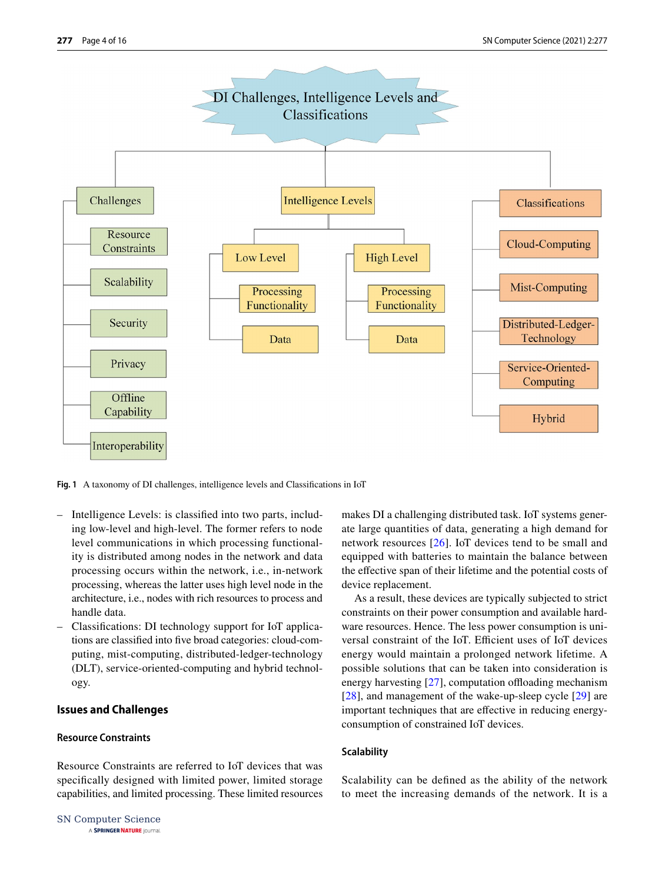Fig. 1 A taxonomy of DI challenges, intelligence levels and Classifications in IoT

- Intelligence Levels: is classified into two parts, including low-level and high-level. The former refers to node level communications in which processing functionality is distributed among nodes in the network and data processing occurs within the network, i.e., in-network processing, whereas the latter uses high level node in the architecture, i.e., nodes with rich resources to process and handle data.
- Classifications: DI technology support for IoT applications are classified into five broad categories: cloud-computing, mist-computing, distributed-ledger-technology (DLT), service-oriented-computing and hybrid technology.

## Issues and Challenges

### Resource Constraints

Resource Constraints are referred to IoT devices that was specifically designed with limited power, limited storage capabilities, and limited processing. These limited resources makes DI a challenging distributed task. IoT systems generate large quantities of data, generating a high demand for network resources [26]. IoT devices tend to be small and equipped with batteries to maintain the balance between the effective span of their lifetime and the potential costs of device replacement.

As a result, these devices are typically subjected to strict constraints on their power consumption and available hardware resources. Hence. The less power consumption is universal constraint of the IoT. Efficient uses of IoT devices energy would maintain a prolonged network lifetime. A possible solutions that can be taken into consideration is energy harvesting [27], computation offloading mechanism [28], and management of the wake-up-sleep cycle [29] are important techniques that are effective in reducing energy-consumption of constrained IoT devices.

### Scalability

Scalability can be defined as the ability of the network to meet the increasing demands of the network. It is a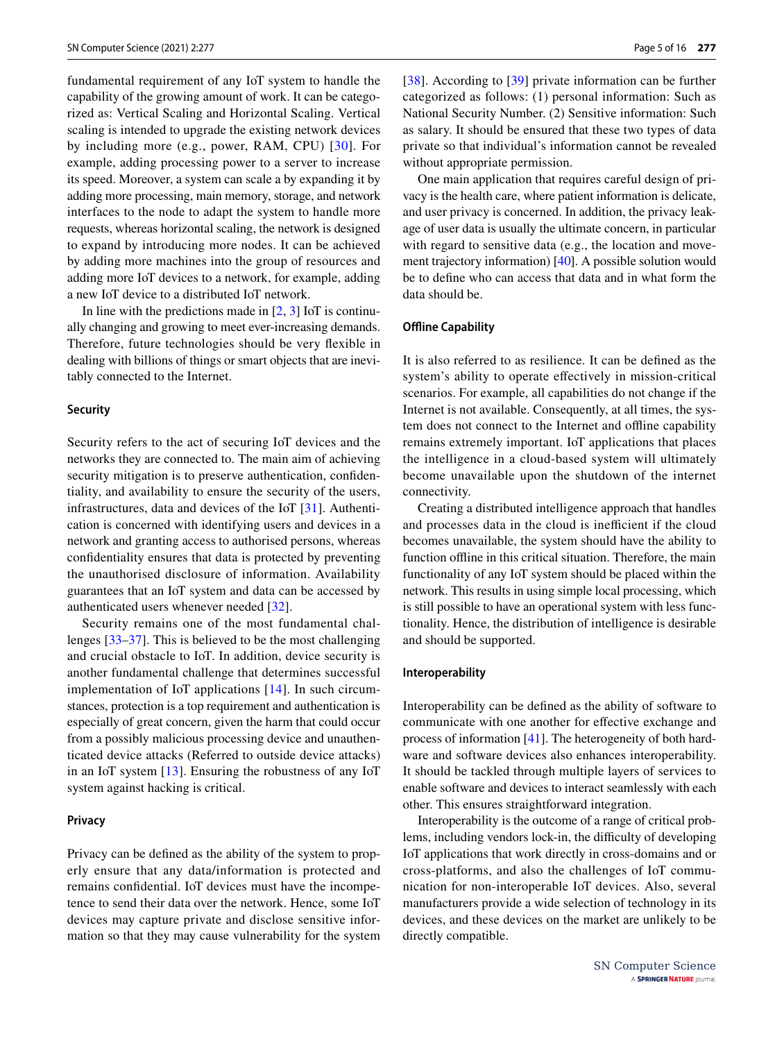fundamental requirement of any IoT system to handle the capability of the growing amount of work. It can be categorized as: Vertical Scaling and Horizontal Scaling. Vertical scaling is intended to upgrade the existing network devices by including more (e.g., power, RAM, CPU) [30]. For example, adding processing power to a server to increase its speed. Moreover, a system can scale a by expanding it by adding more processing, main memory, storage, and network interfaces to the node to adapt the system to handle more requests, whereas horizontal scaling, the network is designed to expand by introducing more nodes. It can be achieved by adding more machines into the group of resources and adding more IoT devices to a network, for example, adding a new IoT device to a distributed IoT network.

In line with the predictions made in [2, 3] IoT is continually changing and growing to meet ever-increasing demands. Therefore, future technologies should be very flexible in dealing with billions of things or smart objects that are inevitably connected to the Internet.

#### Security

Security refers to the act of securing IoT devices and the networks they are connected to. The main aim of achieving security mitigation is to preserve authentication, confidentiality, and availability to ensure the security of the users, infrastructures, data and devices of the IoT [31]. Authentication is concerned with identifying users and devices in a network and granting access to authorised persons, whereas confidentiality ensures that data is protected by preventing the unauthorised disclosure of information. Availability guarantees that an IoT system and data can be accessed by authenticated users whenever needed [32].

Security remains one of the most fundamental challenges [33–37]. This is believed to be the most challenging and crucial obstacle to IoT. In addition, device security is another fundamental challenge that determines successful implementation of IoT applications [14]. In such circumstances, protection is a top requirement and authentication is especially of great concern, given the harm that could occur from a possibly malicious processing device and unauthenticated device attacks (Referred to outside device attacks) in an IoT system [13]. Ensuring the robustness of any IoT system against hacking is critical.

#### Privacy

Privacy can be defined as the ability of the system to properly ensure that any data/information is protected and remains confidential. IoT devices must have the incompetence to send their data over the network. Hence, some IoT devices may capture private and disclose sensitive information so that they may cause vulnerability for the system [38]. According to [39] private information can be further categorized as follows: (1) personal information: Such as National Security Number. (2) Sensitive information: Such as salary. It should be ensured that these two types of data private so that individual's information cannot be revealed without appropriate permission.

One main application that requires careful design of privacy is the health care, where patient information is delicate, and user privacy is concerned. In addition, the privacy leakage of user data is usually the ultimate concern, in particular with regard to sensitive data (e.g., the location and movement trajectory information) [40]. A possible solution would be to define who can access that data and in what form the data should be.

#### Offline Capability

It is also referred to as resilience. It can be defined as the system's ability to operate effectively in mission-critical scenarios. For example, all capabilities do not change if the Internet is not available. Consequently, at all times, the system does not connect to the Internet and offline capability remains extremely important. IoT applications that places the intelligence in a cloud-based system will ultimately become unavailable upon the shutdown of the internet connectivity.

Creating a distributed intelligence approach that handles and processes data in the cloud is inefficient if the cloud becomes unavailable, the system should have the ability to function offline in this critical situation. Therefore, the main functionality of any IoT system should be placed within the network. This results in using simple local processing, which is still possible to have an operational system with less functionality. Hence, the distribution of intelligence is desirable and should be supported.

#### Interoperability

Interoperability can be defined as the ability of software to communicate with one another for effective exchange and process of information [41]. The heterogeneity of both hardware and software devices also enhances interoperability. It should be tackled through multiple layers of services to enable software and devices to interact seamlessly with each other. This ensures straightforward integration.

Interoperability is the outcome of a range of critical problems, including vendors lock-in, the difficulty of developing IoT applications that work directly in cross-domains and or cross-platforms, and also the challenges of IoT communication for non-interoperable IoT devices. Also, several manufacturers provide a wide selection of technology in its devices, and these devices on the market are unlikely to be directly compatible.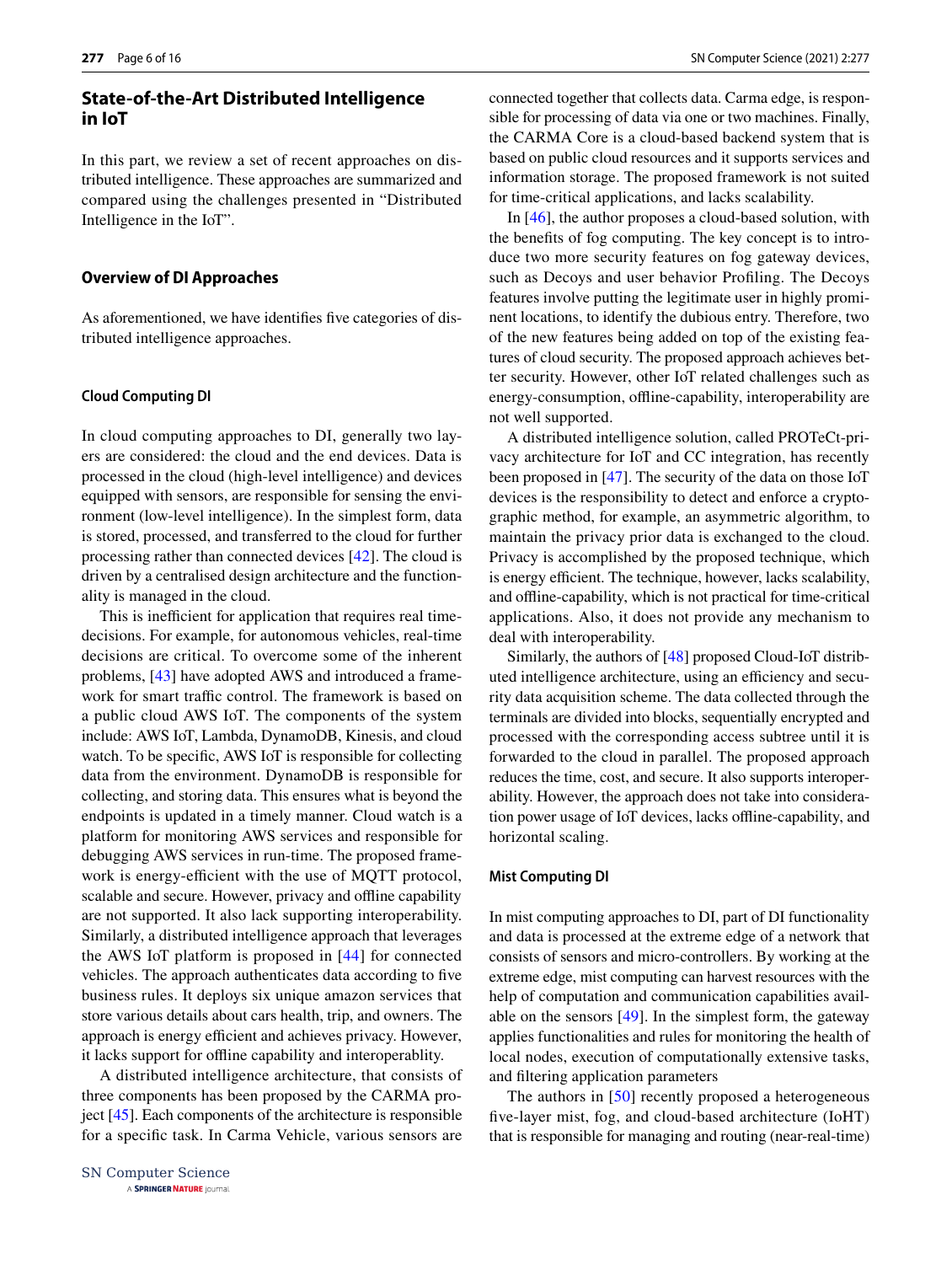## State-of-the-Art Distributed Intelligence in IoT

In this part, we review a set of recent approaches on distributed intelligence. These approaches are summarized and compared using the challenges presented in "Distributed Intelligence in the IoT".

### Overview of DI Approaches

As aforementioned, we have identifies five categories of distributed intelligence approaches.

#### Cloud Computing DI

In cloud computing approaches to DI, generally two layers are considered: the cloud and the end devices. Data is processed in the cloud (high-level intelligence) and devices equipped with sensors, are responsible for sensing the environment (low-level intelligence). In the simplest form, data is stored, processed, and transferred to the cloud for further processing rather than connected devices [42]. The cloud is driven by a centralised design architecture and the functionality is managed in the cloud.

This is inefficient for application that requires real time-decisions. For example, for autonomous vehicles, real-time decisions are critical. To overcome some of the inherent problems, [43] have adopted AWS and introduced a framework for smart traffic control. The framework is based on a public cloud AWS IoT. The components of the system include: AWS IoT, Lambda, DynamoDB, Kinesis, and cloud watch. To be specific, AWS IoT is responsible for collecting data from the environment. DynamoDB is responsible for collecting, and storing data. This ensures what is beyond the endpoints is updated in a timely manner. Cloud watch is a platform for monitoring AWS services and responsible for debugging AWS services in run-time. The proposed framework is energy-efficient with the use of MQTT protocol, scalable and secure. However, privacy and offline capability are not supported. It also lack supporting interoperability. Similarly, a distributed intelligence approach that leverages the AWS IoT platform is proposed in [44] for connected vehicles. The approach authenticates data according to five business rules. It deploys six unique amazon services that store various details about cars health, trip, and owners. The approach is energy efficient and achieves privacy. However, it lacks support for offline capability and interoperablity.

A distributed intelligence architecture, that consists of three components has been proposed by the CARMA project [45]. Each components of the architecture is responsible for a specific task. In Carma Vehicle, various sensors are connected together that collects data. Carma edge, is responsible for processing of data via one or two machines. Finally, the CARMA Core is a cloud-based backend system that is based on public cloud resources and it supports services and information storage. The proposed framework is not suited for time-critical applications, and lacks scalability.

In [46], the author proposes a cloud-based solution, with the benefits of fog computing. The key concept is to introduce two more security features on fog gateway devices, such as Decoys and user behavior Profiling. The Decoys features involve putting the legitimate user in highly prominent locations, to identify the dubious entry. Therefore, two of the new features being added on top of the existing features of cloud security. The proposed approach achieves better security. However, other IoT related challenges such as energy-consumption, offline-capability, interoperability are not well supported.

A distributed intelligence solution, called PROTeCt-privacy architecture for IoT and CC integration, has recently been proposed in [47]. The security of the data on those IoT devices is the responsibility to detect and enforce a cryptographic method, for example, an asymmetric algorithm, to maintain the privacy prior data is exchanged to the cloud. Privacy is accomplished by the proposed technique, which is energy efficient. The technique, however, lacks scalability, and offline-capability, which is not practical for time-critical applications. Also, it does not provide any mechanism to deal with interoperability.

Similarly, the authors of [48] proposed Cloud-IoT distributed intelligence architecture, using an efficiency and security data acquisition scheme. The data collected through the terminals are divided into blocks, sequentially encrypted and processed with the corresponding access subtree until it is forwarded to the cloud in parallel. The proposed approach reduces the time, cost, and secure. It also supports interoperability. However, the approach does not take into consideration power usage of IoT devices, lacks offline-capability, and horizontal scaling.

#### Mist Computing DI

In mist computing approaches to DI, part of DI functionality and data is processed at the extreme edge of a network that consists of sensors and micro-controllers. By working at the extreme edge, mist computing can harvest resources with the help of computation and communication capabilities available on the sensors [49]. In the simplest form, the gateway applies functionalities and rules for monitoring the health of local nodes, execution of computationally extensive tasks, and filtering application parameters

The authors in [50] recently proposed a heterogeneous five-layer mist, fog, and cloud-based architecture (IoHT) that is responsible for managing and routing (near-real-time)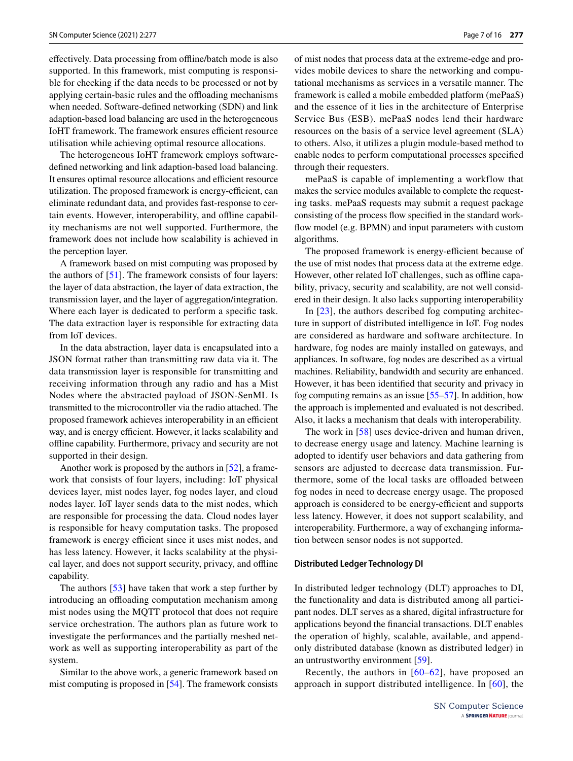effectively. Data processing from offline/batch mode is also supported. In this framework, mist computing is responsible for checking if the data needs to be processed or not by applying certain-basic rules and the offloading mechanisms when needed. Software-defined networking (SDN) and link adaption-based load balancing are used in the heterogeneous IoHT framework. The framework ensures efficient resource utilisation while achieving optimal resource allocations.

The heterogeneous IoHT framework employs software-defined networking and link adaption-based load balancing. It ensures optimal resource allocations and efficient resource utilization. The proposed framework is energy-efficient, can eliminate redundant data, and provides fast-response to certain events. However, interoperability, and offline capability mechanisms are not well supported. Furthermore, the framework does not include how scalability is achieved in the perception layer.

A framework based on mist computing was proposed by the authors of [51]. The framework consists of four layers: the layer of data abstraction, the layer of data extraction, the transmission layer, and the layer of aggregation/integration. Where each layer is dedicated to perform a specific task. The data extraction layer is responsible for extracting data from IoT devices.

In the data abstraction, layer data is encapsulated into a JSON format rather than transmitting raw data via it. The data transmission layer is responsible for transmitting and receiving information through any radio and has a Mist Nodes where the abstracted payload of JSON-SenML Is transmitted to the microcontroller via the radio attached. The proposed framework achieves interoperability in an efficient way, and is energy efficient. However, it lacks scalability and offline capability. Furthermore, privacy and security are not supported in their design.

Another work is proposed by the authors in [52], a framework that consists of four layers, including: IoT physical devices layer, mist nodes layer, fog nodes layer, and cloud nodes layer. IoT layer sends data to the mist nodes, which are responsible for processing the data. Cloud nodes layer is responsible for heavy computation tasks. The proposed framework is energy efficient since it uses mist nodes, and has less latency. However, it lacks scalability at the physical layer, and does not support security, privacy, and offline capability.

The authors [53] have taken that work a step further by introducing an offloading computation mechanism among mist nodes using the MQTT protocol that does not require service orchestration. The authors plan as future work to investigate the performances and the partially meshed network as well as supporting interoperability as part of the system.

Similar to the above work, a generic framework based on mist computing is proposed in [54]. The framework consists of mist nodes that process data at the extreme-edge and provides mobile devices to share the networking and computational mechanisms as services in a versatile manner. The framework is called a mobile embedded platform (mePaaS) and the essence of it lies in the architecture of Enterprise Service Bus (ESB). mePaaS nodes lend their hardware resources on the basis of a service level agreement (SLA) to others. Also, it utilizes a plugin module-based method to enable nodes to perform computational processes specified through their requesters.

mePaaS is capable of implementing a workflow that makes the service modules available to complete the requesting tasks. mePaaS requests may submit a request package consisting of the process flow specified in the standard workflow model (e.g. BPMN) and input parameters with custom algorithms.

The proposed framework is energy-efficient because of the use of mist nodes that process data at the extreme edge. However, other related IoT challenges, such as offline capability, privacy, security and scalability, are not well considered in their design. It also lacks supporting interoperability

In [23], the authors described fog computing architecture in support of distributed intelligence in IoT. Fog nodes are considered as hardware and software architecture. In hardware, fog nodes are mainly installed on gateways, and appliances. In software, fog nodes are described as a virtual machines. Reliability, bandwidth and security are enhanced. However, it has been identified that security and privacy in fog computing remains as an issue [55–57]. In addition, how the approach is implemented and evaluated is not described. Also, it lacks a mechanism that deals with interoperability.

The work in [58] uses device-driven and human driven, to decrease energy usage and latency. Machine learning is adopted to identify user behaviors and data gathering from sensors are adjusted to decrease data transmission. Furthermore, some of the local tasks are offloaded between fog nodes in need to decrease energy usage. The proposed approach is considered to be energy-efficient and supports less latency. However, it does not support scalability, and interoperability. Furthermore, a way of exchanging information between sensor nodes is not supported.

#### Distributed Ledger Technology DI

In distributed ledger technology (DLT) approaches to DI, the functionality and data is distributed among all participant nodes. DLT serves as a shared, digital infrastructure for applications beyond the financial transactions. DLT enables the operation of highly, scalable, available, and append-only distributed database (known as distributed ledger) in an untrustworthy environment [59].

Recently, the authors in [60–62], have proposed an approach in support distributed intelligence. In [60], the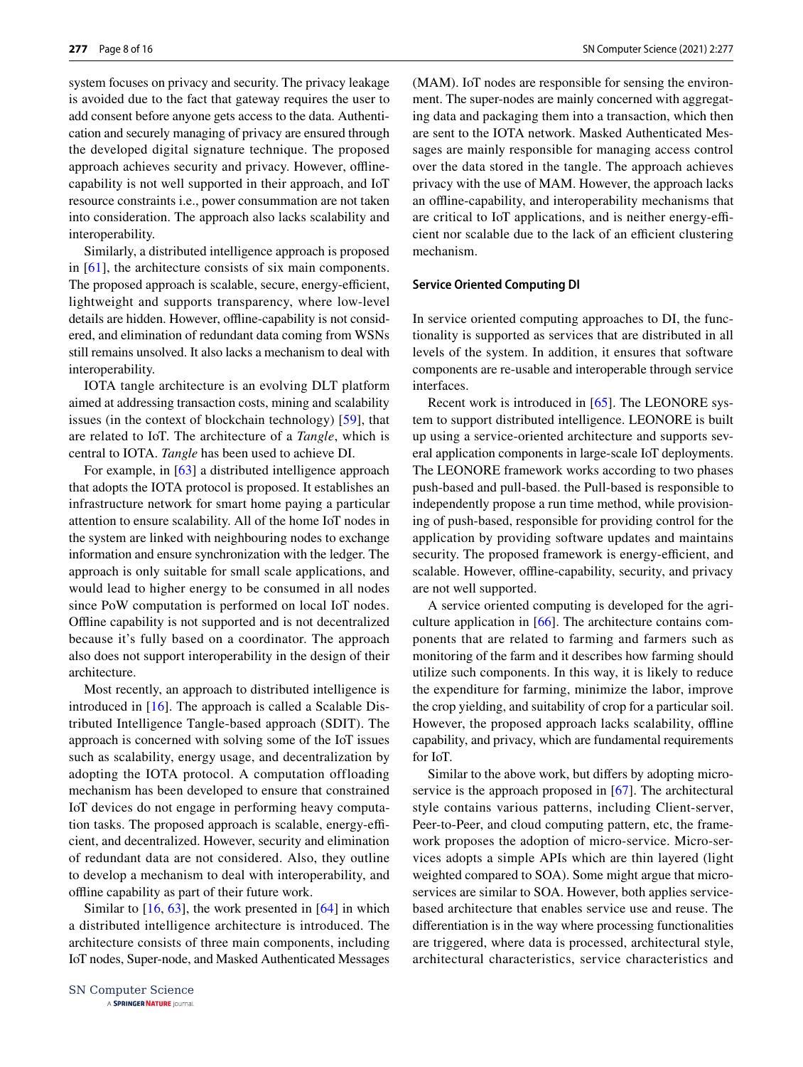system focuses on privacy and security. The privacy leakage is avoided due to the fact that gateway requires the user to add consent before anyone gets access to the data. Authentication and securely managing of privacy are ensured through the developed digital signature technique. The proposed approach achieves security and privacy. However, offline-capability is not well supported in their approach, and IoT resource constraints i.e., power consummation are not taken into consideration. The approach also lacks scalability and interoperability.

Similarly, a distributed intelligence approach is proposed in [61], the architecture consists of six main components. The proposed approach is scalable, secure, energy-efficient, lightweight and supports transparency, where low-level details are hidden. However, offline-capability is not considered, and elimination of redundant data coming from WSNs still remains unsolved. It also lacks a mechanism to deal with interoperability.

IOTA tangle architecture is an evolving DLT platform aimed at addressing transaction costs, mining and scalability issues (in the context of blockchain technology) [59], that are related to IoT. The architecture of a *Tangle*, which is central to IOTA. *Tangle* has been used to achieve DI.

For example, in [63] a distributed intelligence approach that adopts the IOTA protocol is proposed. It establishes an infrastructure network for smart home paying a particular attention to ensure scalability. All of the home IoT nodes in the system are linked with neighbouring nodes to exchange information and ensure synchronization with the ledger. The approach is only suitable for small scale applications, and would lead to higher energy to be consumed in all nodes since PoW computation is performed on local IoT nodes. Offline capability is not supported and is not decentralized because it's fully based on a coordinator. The approach also does not support interoperability in the design of their architecture.

Most recently, an approach to distributed intelligence is introduced in [16]. The approach is called a Scalable Distributed Intelligence Tangle-based approach (SDIT). The approach is concerned with solving some of the IoT issues such as scalability, energy usage, and decentralization by adopting the IOTA protocol. A computation offloading mechanism has been developed to ensure that constrained IoT devices do not engage in performing heavy computation tasks. The proposed approach is scalable, energy-efficient, and decentralized. However, security and elimination of redundant data are not considered. Also, they outline to develop a mechanism to deal with interoperability, and offline capability as part of their future work.

Similar to [16, 63], the work presented in [64] in which a distributed intelligence architecture is introduced. The architecture consists of three main components, including IoT nodes, Super-node, and Masked Authenticated Messages (MAM). IoT nodes are responsible for sensing the environment. The super-nodes are mainly concerned with aggregating data and packaging them into a transaction, which then are sent to the IOTA network. Masked Authenticated Messages are mainly responsible for managing access control over the data stored in the tangle. The approach achieves privacy with the use of MAM. However, the approach lacks an offline-capability, and interoperability mechanisms that are critical to IoT applications, and is neither energy-efficient nor scalable due to the lack of an efficient clustering mechanism.

#### Service Oriented Computing DI

In service oriented computing approaches to DI, the functionality is supported as services that are distributed in all levels of the system. In addition, it ensures that software components are re-usable and interoperable through service interfaces.

Recent work is introduced in [65]. The LEONORE system to support distributed intelligence. LEONORE is built up using a service-oriented architecture and supports several application components in large-scale IoT deployments. The LEONORE framework works according to two phases push-based and pull-based. the Pull-based is responsible to independently propose a run time method, while provisioning of push-based, responsible for providing control for the application by providing software updates and maintains security. The proposed framework is energy-efficient, and scalable. However, offline-capability, security, and privacy are not well supported.

A service oriented computing is developed for the agriculture application in [66]. The architecture contains components that are related to farming and farmers such as monitoring of the farm and it describes how farming should utilize such components. In this way, it is likely to reduce the expenditure for farming, minimize the labor, improve the crop yielding, and suitability of crop for a particular soil. However, the proposed approach lacks scalability, offline capability, and privacy, which are fundamental requirements for IoT.

Similar to the above work, but differs by adopting micro-service is the approach proposed in [67]. The architectural style contains various patterns, including Client-server, Peer-to-Peer, and cloud computing pattern, etc, the framework proposes the adoption of micro-service. Micro-services adopts a simple APIs which are thin layered (light weighted compared to SOA). Some might argue that micro-services are similar to SOA. However, both applies service-based architecture that enables service use and reuse. The differentiation is in the way where processing functionalities are triggered, where data is processed, architectural style, architectural characteristics, service characteristics and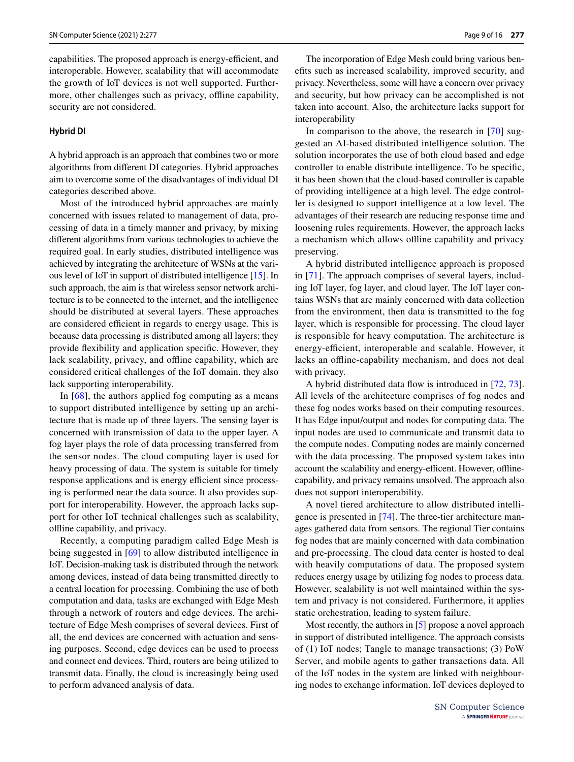capabilities. The proposed approach is energy-efficient, and interoperable. However, scalability that will accommodate the growth of IoT devices is not well supported. Furthermore, other challenges such as privacy, offline capability, security are not considered.

### Hybrid DI

A hybrid approach is an approach that combines two or more algorithms from different DI categories. Hybrid approaches aim to overcome some of the disadvantages of individual DI categories described above.

Most of the introduced hybrid approaches are mainly concerned with issues related to management of data, processing of data in a timely manner and privacy, by mixing different algorithms from various technologies to achieve the required goal. In early studies, distributed intelligence was achieved by integrating the architecture of WSNs at the various level of IoT in support of distributed intelligence [15]. In such approach, the aim is that wireless sensor network architecture is to be connected to the internet, and the intelligence should be distributed at several layers. These approaches are considered efficient in regards to energy usage. This is because data processing is distributed among all layers; they provide flexibility and application specific. However, they lack scalability, privacy, and offline capability, which are considered critical challenges of the IoT domain. they also lack supporting interoperability.

In [68], the authors applied fog computing as a means to support distributed intelligence by setting up an architecture that is made up of three layers. The sensing layer is concerned with transmission of data to the upper layer. A fog layer plays the role of data processing transferred from the sensor nodes. The cloud computing layer is used for heavy processing of data. The system is suitable for timely response applications and is energy efficient since processing is performed near the data source. It also provides support for interoperability. However, the approach lacks support for other IoT technical challenges such as scalability, offline capability, and privacy.

Recently, a computing paradigm called Edge Mesh is being suggested in [69] to allow distributed intelligence in IoT. Decision-making task is distributed through the network among devices, instead of data being transmitted directly to a central location for processing. Combining the use of both computation and data, tasks are exchanged with Edge Mesh through a network of routers and edge devices. The architecture of Edge Mesh comprises of several devices. First of all, the end devices are concerned with actuation and sensing purposes. Second, edge devices can be used to process and connect end devices. Third, routers are being utilized to transmit data. Finally, the cloud is increasingly being used to perform advanced analysis of data.

The incorporation of Edge Mesh could bring various benefits such as increased scalability, improved security, and privacy. Nevertheless, some will have a concern over privacy and security, but how privacy can be accomplished is not taken into account. Also, the architecture lacks support for interoperability

In comparison to the above, the research in [70] suggested an AI-based distributed intelligence solution. The solution incorporates the use of both cloud based and edge controller to enable distribute intelligence. To be specific, it has been shown that the cloud-based controller is capable of providing intelligence at a high level. The edge controller is designed to support intelligence at a low level. The advantages of their research are reducing response time and loosening rules requirements. However, the approach lacks a mechanism which allows offline capability and privacy preserving.

A hybrid distributed intelligence approach is proposed in [71]. The approach comprises of several layers, including IoT layer, fog layer, and cloud layer. The IoT layer contains WSNs that are mainly concerned with data collection from the environment, then data is transmitted to the fog layer, which is responsible for processing. The cloud layer is responsible for heavy computation. The architecture is energy-efficient, interoperable and scalable. However, it lacks an offline-capability mechanism, and does not deal with privacy.

A hybrid distributed data flow is introduced in [72, 73]. All levels of the architecture comprises of fog nodes and these fog nodes works based on their computing resources. It has Edge input/output and nodes for computing data. The input nodes are used to communicate and transmit data to the compute nodes. Computing nodes are mainly concerned with the data processing. The proposed system takes into account the scalability and energy-efficent. However, offline-capability, and privacy remains unsolved. The approach also does not support interoperability.

A novel tiered architecture to allow distributed intelligence is presented in [74]. The three-tier architecture manages gathered data from sensors. The regional Tier contains fog nodes that are mainly concerned with data combination and pre-processing. The cloud data center is hosted to deal with heavily computations of data. The proposed system reduces energy usage by utilizing fog nodes to process data. However, scalability is not well maintained within the system and privacy is not considered. Furthermore, it applies static orchestration, leading to system failure.

Most recently, the authors in [5] propose a novel approach in support of distributed intelligence. The approach consists of (1) IoT nodes; Tangle to manage transactions; (3) PoW Server, and mobile agents to gather transactions data. All of the IoT nodes in the system are linked with neighbouring nodes to exchange information. IoT devices deployed to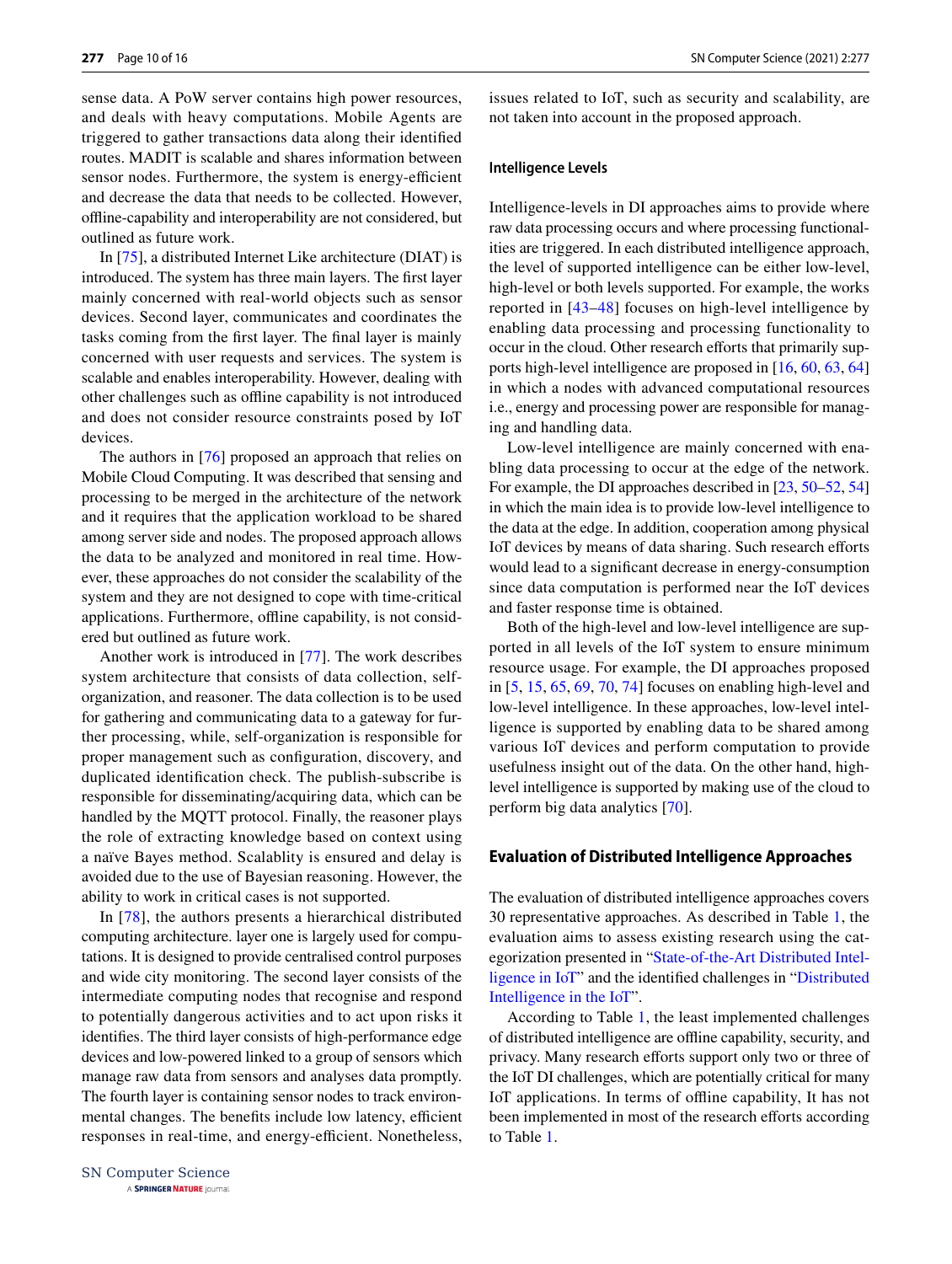sense data. A PoW server contains high power resources, and deals with heavy computations. Mobile Agents are triggered to gather transactions data along their identified routes. MADIT is scalable and shares information between sensor nodes. Furthermore, the system is energy-efficient and decrease the data that needs to be collected. However, offline-capability and interoperability are not considered, but outlined as future work.

In [75], a distributed Internet Like architecture (DIAT) is introduced. The system has three main layers. The first layer mainly concerned with real-world objects such as sensor devices. Second layer, communicates and coordinates the tasks coming from the first layer. The final layer is mainly concerned with user requests and services. The system is scalable and enables interoperability. However, dealing with other challenges such as offline capability is not introduced and does not consider resource constraints posed by IoT devices.

The authors in [76] proposed an approach that relies on Mobile Cloud Computing. It was described that sensing and processing to be merged in the architecture of the network and it requires that the application workload to be shared among server side and nodes. The proposed approach allows the data to be analyzed and monitored in real time. However, these approaches do not consider the scalability of the system and they are not designed to cope with time-critical applications. Furthermore, offline capability, is not considered but outlined as future work.

Another work is introduced in [77]. The work describes system architecture that consists of data collection, self-organization, and reasoner. The data collection is to be used for gathering and communicating data to a gateway for further processing, while, self-organization is responsible for proper management such as configuration, discovery, and duplicated identification check. The publish-subscribe is responsible for disseminating/acquiring data, which can be handled by the MQTT protocol. Finally, the reasoner plays the role of extracting knowledge based on context using a naïve Bayes method. Scalablity is ensured and delay is avoided due to the use of Bayesian reasoning. However, the ability to work in critical cases is not supported.

In [78], the authors presents a hierarchical distributed computing architecture. layer one is largely used for computations. It is designed to provide centralised control purposes and wide city monitoring. The second layer consists of the intermediate computing nodes that recognise and respond to potentially dangerous activities and to act upon risks it identifies. The third layer consists of high-performance edge devices and low-powered linked to a group of sensors which manage raw data from sensors and analyses data promptly. The fourth layer is containing sensor nodes to track environmental changes. The benefits include low latency, efficient responses in real-time, and energy-efficient. Nonetheless, issues related to IoT, such as security and scalability, are not taken into account in the proposed approach.

### Intelligence Levels

Intelligence-levels in DI approaches aims to provide where raw data processing occurs and where processing functionalities are triggered. In each distributed intelligence approach, the level of supported intelligence can be either low-level, high-level or both levels supported. For example, the works reported in [43–48] focuses on high-level intelligence by enabling data processing and processing functionality to occur in the cloud. Other research efforts that primarily supports high-level intelligence are proposed in [16, 60, 63, 64] in which a nodes with advanced computational resources i.e., energy and processing power are responsible for managing and handling data.

Low-level intelligence are mainly concerned with enabling data processing to occur at the edge of the network. For example, the DI approaches described in [23, 50–52, 54] in which the main idea is to provide low-level intelligence to the data at the edge. In addition, cooperation among physical IoT devices by means of data sharing. Such research efforts would lead to a significant decrease in energy-consumption since data computation is performed near the IoT devices and faster response time is obtained.

Both of the high-level and low-level intelligence are supported in all levels of the IoT system to ensure minimum resource usage. For example, the DI approaches proposed in [5, 15, 65, 69, 70, 74] focuses on enabling high-level and low-level intelligence. In these approaches, low-level intelligence is supported by enabling data to be shared among various IoT devices and perform computation to provide usefulness insight out of the data. On the other hand, high-level intelligence is supported by making use of the cloud to perform big data analytics [70].

## Evaluation of Distributed Intelligence Approaches

The evaluation of distributed intelligence approaches covers 30 representative approaches. As described in Table 1, the evaluation aims to assess existing research using the categorization presented in "State-of-the-Art Distributed Intelligence in IoT" and the identified challenges in "Distributed Intelligence in the IoT".

According to Table 1, the least implemented challenges of distributed intelligence are offline capability, security, and privacy. Many research efforts support only two or three of the IoT DI challenges, which are potentially critical for many IoT applications. In terms of offline capability, It has not been implemented in most of the research efforts according to Table 1.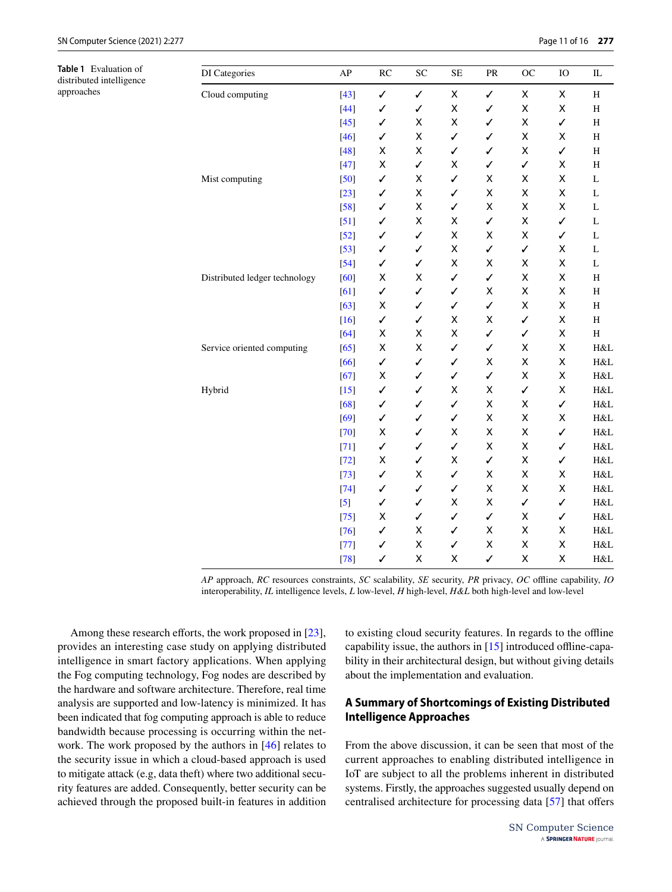**Table 1** Evaluation of distributed intelligence approaches

| DI Categories | AP | RC | SC | SE | PR | OC | IO | IL |
|---|---|---|---|---|---|---|---|---|
| Cloud computing | [43] | ✓ | ✓ | X | ✓ | X | X | H |
| | [44] | ✓ | ✓ | X | ✓ | X | X | H |
| | [45] | ✓ | X | X | ✓ | X | ✓ | H |
| | [46] | ✓ | X | ✓ | ✓ | X | X | H |
| | [48] | X | X | ✓ | ✓ | X | ✓ | H |
| | [47] | X | ✓ | X | ✓ | ✓ | X | H |
| Mist computing | [50] | ✓ | X | ✓ | X | X | X | L |
| | [23] | ✓ | X | ✓ | X | X | X | L |
| | [58] | ✓ | X | ✓ | X | X | X | L |
| | [51] | ✓ | X | X | ✓ | X | ✓ | L |
| | [52] | ✓ | ✓ | X | X | X | ✓ | L |
| | [53] | ✓ | ✓ | X | ✓ | ✓ | X | L |
| | [54] | ✓ | ✓ | X | X | X | X | L |
| Distributed ledger technology | [60] | X | X | ✓ | ✓ | X | X | H |
| | [61] | ✓ | ✓ | ✓ | X | X | X | H |
| | [63] | X | ✓ | ✓ | ✓ | X | X | H |
| | [16] | ✓ | ✓ | X | X | ✓ | X | H |
| | [64] | X | X | X | ✓ | ✓ | X | H |
| Service oriented computing | [65] | X | X | ✓ | ✓ | X | X | H&L |
| | [66] | ✓ | ✓ | ✓ | X | X | X | H&L |
| | [67] | X | ✓ | ✓ | ✓ | X | X | H&L |
| Hybrid | [15] | ✓ | ✓ | X | X | ✓ | X | H&L |
| | [68] | ✓ | ✓ | ✓ | X | X | ✓ | H&L |
| | [69] | ✓ | ✓ | ✓ | X | X | X | H&L |
| | [70] | X | ✓ | X | X | X | ✓ | H&L |
| | [71] | ✓ | ✓ | ✓ | X | X | ✓ | H&L |
| | [72] | X | ✓ | X | ✓ | X | ✓ | H&L |
| | [73] | ✓ | X | ✓ | X | X | X | H&L |
| | [74] | ✓ | ✓ | ✓ | X | X | X | H&L |
| | [5] | ✓ | ✓ | X | X | ✓ | ✓ | H&L |
| | [75] | X | ✓ | ✓ | ✓ | X | ✓ | H&L |
| | [76] | ✓ | X | ✓ | X | X | X | H&L |
| | [77] | ✓ | X | ✓ | X | X | X | H&L |
| | [78] | ✓ | X | X | ✓ | X | X | H&L |

*AP* approach, *RC* resources constraints, *SC* scalability, *SE* security, *PR* privacy, *OC* offline capability, *IO* interoperability, *IL* intelligence levels, *L* low-level, *H* high-level, *H&L* both high-level and low-level

Among these research efforts, the work proposed in [23], provides an interesting case study on applying distributed intelligence in smart factory applications. When applying the Fog computing technology, Fog nodes are described by the hardware and software architecture. Therefore, real time analysis are supported and low-latency is minimized. It has been indicated that fog computing approach is able to reduce bandwidth because processing is occurring within the network. The work proposed by the authors in [46] relates to the security issue in which a cloud-based approach is used to mitigate attack (e.g, data theft) where two additional security features are added. Consequently, better security can be achieved through the proposed built-in features in addition to existing cloud security features. In regards to the offline capability issue, the authors in [15] introduced offline-capability in their architectural design, but without giving details about the implementation and evaluation.

## A Summary of Shortcomings of Existing Distributed Intelligence Approaches

From the above discussion, it can be seen that most of the current approaches to enabling distributed intelligence in IoT are subject to all the problems inherent in distributed systems. Firstly, the approaches suggested usually depend on centralised architecture for processing data [57] that offers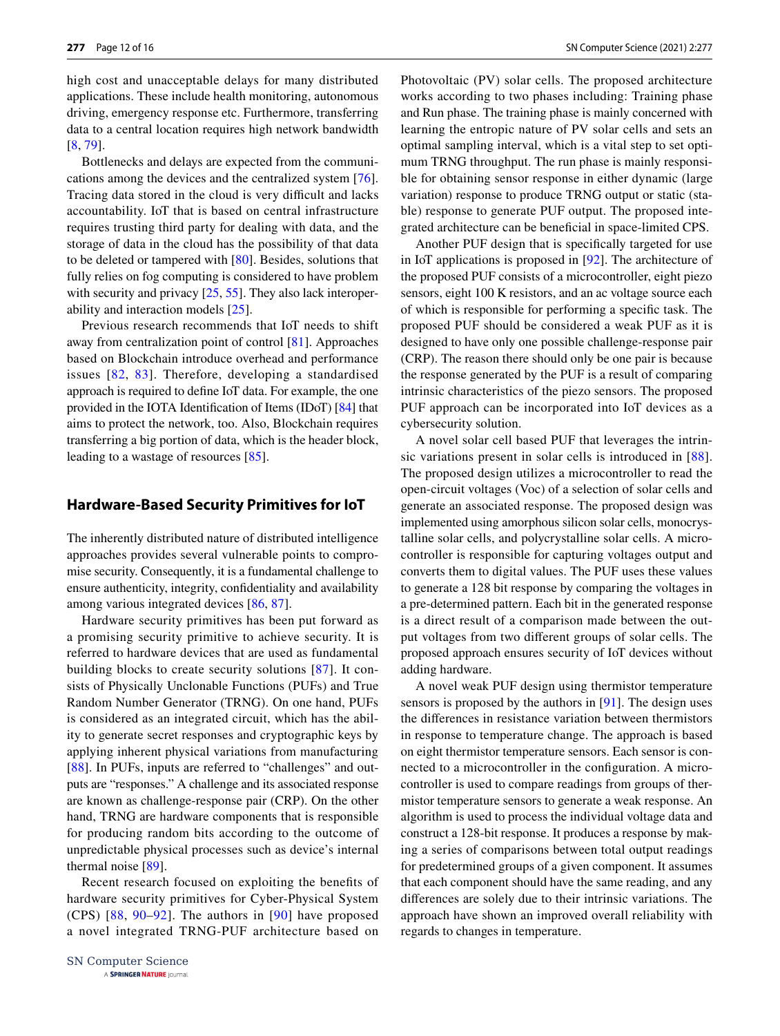high cost and unacceptable delays for many distributed applications. These include health monitoring, autonomous driving, emergency response etc. Furthermore, transferring data to a central location requires high network bandwidth [8, 79].

Bottlenecks and delays are expected from the communications among the devices and the centralized system [76]. Tracing data stored in the cloud is very difficult and lacks accountability. IoT that is based on central infrastructure requires trusting third party for dealing with data, and the storage of data in the cloud has the possibility of that data to be deleted or tampered with [80]. Besides, solutions that fully relies on fog computing is considered to have problem with security and privacy [25, 55]. They also lack interoperability and interaction models [25].

Previous research recommends that IoT needs to shift away from centralization point of control [81]. Approaches based on Blockchain introduce overhead and performance issues [82, 83]. Therefore, developing a standardised approach is required to define IoT data. For example, the one provided in the IOTA Identification of Items (IDoT) [84] that aims to protect the network, too. Also, Blockchain requires transferring a big portion of data, which is the header block, leading to a wastage of resources [85].

## Hardware-Based Security Primitives for IoT

The inherently distributed nature of distributed intelligence approaches provides several vulnerable points to compromise security. Consequently, it is a fundamental challenge to ensure authenticity, integrity, confidentiality and availability among various integrated devices [86, 87].

Hardware security primitives has been put forward as a promising security primitive to achieve security. It is referred to hardware devices that are used as fundamental building blocks to create security solutions [87]. It consists of Physically Unclonable Functions (PUFs) and True Random Number Generator (TRNG). On one hand, PUFs is considered as an integrated circuit, which has the ability to generate secret responses and cryptographic keys by applying inherent physical variations from manufacturing [88]. In PUFs, inputs are referred to "challenges" and outputs are "responses." A challenge and its associated response are known as challenge-response pair (CRP). On the other hand, TRNG are hardware components that is responsible for producing random bits according to the outcome of unpredictable physical processes such as device's internal thermal noise [89].

Recent research focused on exploiting the benefits of hardware security primitives for Cyber-Physical System (CPS) [88, 90–92]. The authors in [90] have proposed a novel integrated TRNG-PUF architecture based on Photovoltaic (PV) solar cells. The proposed architecture works according to two phases including: Training phase and Run phase. The training phase is mainly concerned with learning the entropic nature of PV solar cells and sets an optimal sampling interval, which is a vital step to set optimum TRNG throughput. The run phase is mainly responsible for obtaining sensor response in either dynamic (large variation) response to produce TRNG output or static (stable) response to generate PUF output. The proposed integrated architecture can be beneficial in space-limited CPS.

Another PUF design that is specifically targeted for use in IoT applications is proposed in [92]. The architecture of the proposed PUF consists of a microcontroller, eight piezo sensors, eight 100 K resistors, and an ac voltage source each of which is responsible for performing a specific task. The proposed PUF should be considered a weak PUF as it is designed to have only one possible challenge-response pair (CRP). The reason there should only be one pair is because the response generated by the PUF is a result of comparing intrinsic characteristics of the piezo sensors. The proposed PUF approach can be incorporated into IoT devices as a cybersecurity solution.

A novel solar cell based PUF that leverages the intrinsic variations present in solar cells is introduced in [88]. The proposed design utilizes a microcontroller to read the open-circuit voltages (Voc) of a selection of solar cells and generate an associated response. The proposed design was implemented using amorphous silicon solar cells, monocrystalline solar cells, and polycrystalline solar cells. A microcontroller is responsible for capturing voltages output and converts them to digital values. The PUF uses these values to generate a 128 bit response by comparing the voltages in a pre-determined pattern. Each bit in the generated response is a direct result of a comparison made between the output voltages from two different groups of solar cells. The proposed approach ensures security of IoT devices without adding hardware.

A novel weak PUF design using thermistor temperature sensors is proposed by the authors in [91]. The design uses the differences in resistance variation between thermistors in response to temperature change. The approach is based on eight thermistor temperature sensors. Each sensor is connected to a microcontroller in the configuration. A microcontroller is used to compare readings from groups of thermistor temperature sensors to generate a weak response. An algorithm is used to process the individual voltage data and construct a 128-bit response. It produces a response by making a series of comparisons between total output readings for predetermined groups of a given component. It assumes that each component should have the same reading, and any differences are solely due to their intrinsic variations. The approach have shown an improved overall reliability with regards to changes in temperature.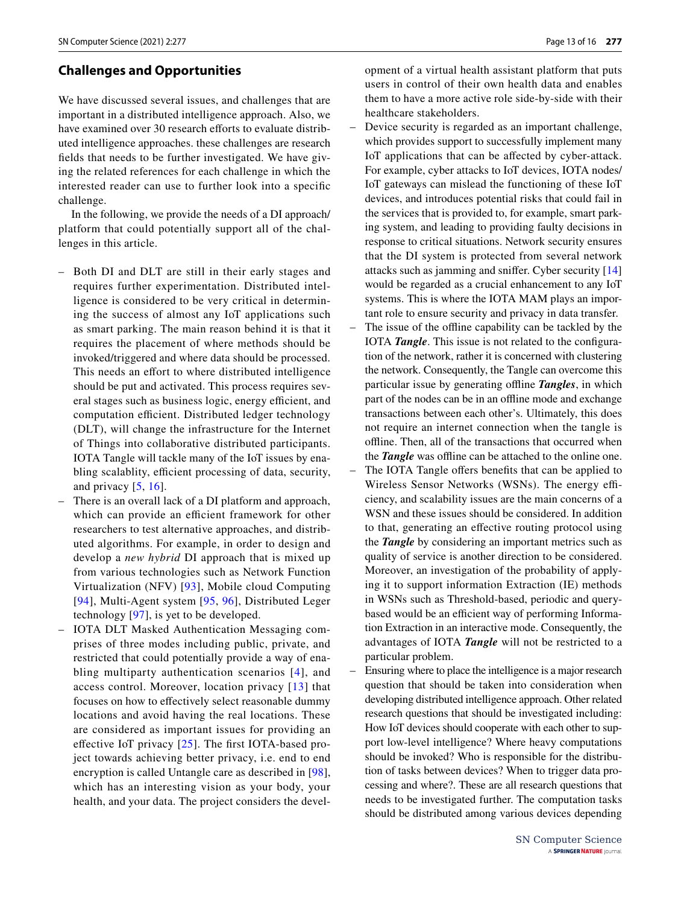## Challenges and Opportunities

We have discussed several issues, and challenges that are important in a distributed intelligence approach. Also, we have examined over 30 research efforts to evaluate distributed intelligence approaches. these challenges are research fields that needs to be further investigated. We have giving the related references for each challenge in which the interested reader can use to further look into a specific challenge.

In the following, we provide the needs of a DI approach/platform that could potentially support all of the challenges in this article.

- Both DI and DLT are still in their early stages and requires further experimentation. Distributed intelligence is considered to be very critical in determining the success of almost any IoT applications such as smart parking. The main reason behind it is that it requires the placement of where methods should be invoked/triggered and where data should be processed. This needs an effort to where distributed intelligence should be put and activated. This process requires several stages such as business logic, energy efficient, and computation efficient. Distributed ledger technology (DLT), will change the infrastructure for the Internet of Things into collaborative distributed participants. IOTA Tangle will tackle many of the IoT issues by enabling scalablity, efficient processing of data, security, and privacy [5, 16].
- There is an overall lack of a DI platform and approach, which can provide an efficient framework for other researchers to test alternative approaches, and distributed algorithms. For example, in order to design and develop a *new hybrid* DI approach that is mixed up from various technologies such as Network Function Virtualization (NFV) [93], Mobile cloud Computing [94], Multi-Agent system [95, 96], Distributed Leger technology [97], is yet to be developed.
- IOTA DLT Masked Authentication Messaging comprises of three modes including public, private, and restricted that could potentially provide a way of enabling multiparty authentication scenarios [4], and access control. Moreover, location privacy [13] that focuses on how to effectively select reasonable dummy locations and avoid having the real locations. These are considered as important issues for providing an effective IoT privacy [25]. The first IOTA-based project towards achieving better privacy, i.e. end to end encryption is called Untangle care as described in [98], which has an interesting vision as your body, your health, and your data. The project considers the development of a virtual health assistant platform that puts users in control of their own health data and enables them to have a more active role side-by-side with their healthcare stakeholders.
- Device security is regarded as an important challenge, which provides support to successfully implement many IoT applications that can be affected by cyber-attack. For example, cyber attacks to IoT devices, IOTA nodes/IoT gateways can mislead the functioning of these IoT devices, and introduces potential risks that could fail in the services that is provided to, for example, smart parking system, and leading to providing faulty decisions in response to critical situations. Network security ensures that the DI system is protected from several network attacks such as jamming and sniffer. Cyber security [14] would be regarded as a crucial enhancement to any IoT systems. This is where the IOTA MAM plays an important role to ensure security and privacy in data transfer.
- The issue of the offline capability can be tackled by the IOTA ***Tangle***. This issue is not related to the configuration of the network, rather it is concerned with clustering the network. Consequently, the Tangle can overcome this particular issue by generating offline ***Tangles***, in which part of the nodes can be in an offline mode and exchange transactions between each other's. Ultimately, this does not require an internet connection when the tangle is offline. Then, all of the transactions that occurred when the ***Tangle*** was offline can be attached to the online one.
- The IOTA Tangle offers benefits that can be applied to Wireless Sensor Networks (WSNs). The energy efficiency, and scalability issues are the main concerns of a WSN and these issues should be considered. In addition to that, generating an effective routing protocol using the ***Tangle*** by considering an important metrics such as quality of service is another direction to be considered. Moreover, an investigation of the probability of applying it to support information Extraction (IE) methods in WSNs such as Threshold-based, periodic and query-based would be an efficient way of performing Information Extraction in an interactive mode. Consequently, the advantages of IOTA ***Tangle*** will not be restricted to a particular problem.
- Ensuring where to place the intelligence is a major research question that should be taken into consideration when developing distributed intelligence approach. Other related research questions that should be investigated including: How IoT devices should cooperate with each other to support low-level intelligence? Where heavy computations should be invoked? Who is responsible for the distribution of tasks between devices? When to trigger data processing and where?. These are all research questions that needs to be investigated further. The computation tasks should be distributed among various devices depending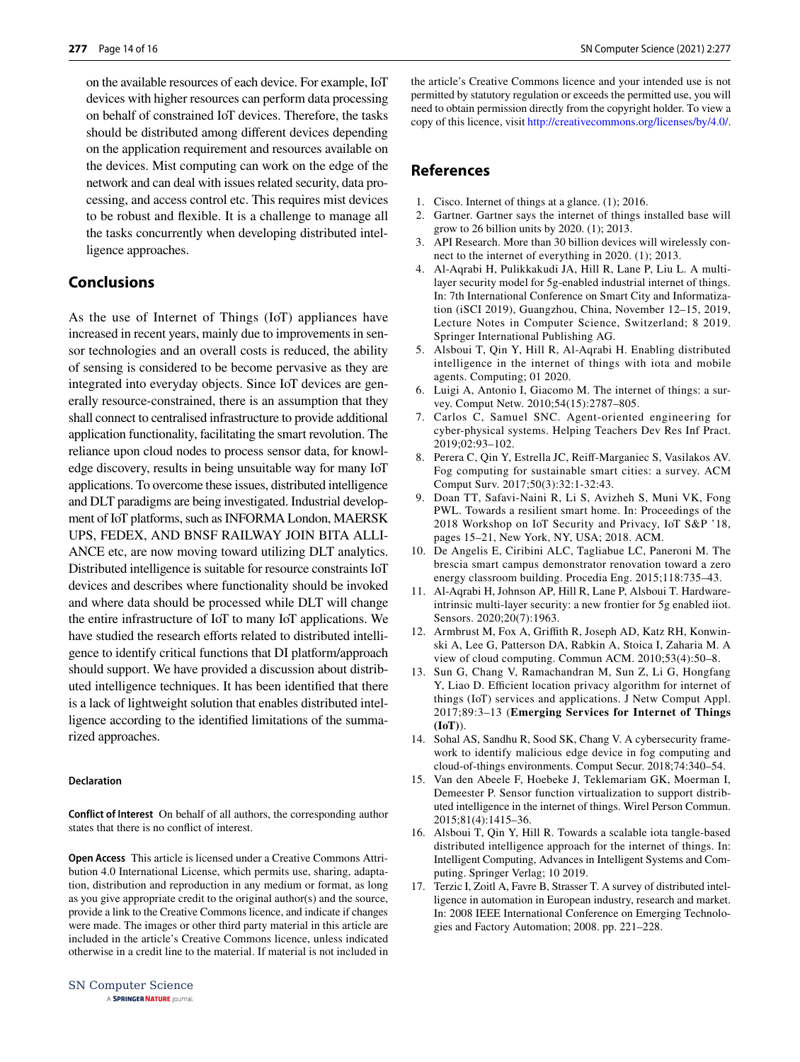on the available resources of each device. For example, IoT devices with higher resources can perform data processing on behalf of constrained IoT devices. Therefore, the tasks should be distributed among different devices depending on the application requirement and resources available on the devices. Mist computing can work on the edge of the network and can deal with issues related security, data processing, and access control etc. This requires mist devices to be robust and flexible. It is a challenge to manage all the tasks concurrently when developing distributed intelligence approaches.

## Conclusions

As the use of Internet of Things (IoT) appliances have increased in recent years, mainly due to improvements in sensor technologies and an overall costs is reduced, the ability of sensing is considered to be become pervasive as they are integrated into everyday objects. Since IoT devices are generally resource-constrained, there is an assumption that they shall connect to centralised infrastructure to provide additional application functionality, facilitating the smart revolution. The reliance upon cloud nodes to process sensor data, for knowledge discovery, results in being unsuitable way for many IoT applications. To overcome these issues, distributed intelligence and DLT paradigms are being investigated. Industrial development of IoT platforms, such as INFORMA London, MAERSK UPS, FEDEX, AND BNSF RAILWAY JOIN BITA ALLIANCE etc, are now moving toward utilizing DLT analytics. Distributed intelligence is suitable for resource constraints IoT devices and describes where functionality should be invoked and where data should be processed while DLT will change the entire infrastructure of IoT to many IoT applications. We have studied the research efforts related to distributed intelligence to identify critical functions that DI platform/approach should support. We have provided a discussion about distributed intelligence techniques. It has been identified that there is a lack of lightweight solution that enables distributed intelligence according to the identified limitations of the summarized approaches.

#### Declaration

**Conflict of Interest** On behalf of all authors, the corresponding author states that there is no conflict of interest.

**Open Access** This article is licensed under a Creative Commons Attribution 4.0 International License, which permits use, sharing, adaptation, distribution and reproduction in any medium or format, as long as you give appropriate credit to the original author(s) and the source, provide a link to the Creative Commons licence, and indicate if changes were made. The images or other third party material in this article are included in the article's Creative Commons licence, unless indicated otherwise in a credit line to the material. If material is not included in the article's Creative Commons licence and your intended use is not permitted by statutory regulation or exceeds the permitted use, you will need to obtain permission directly from the copyright holder. To view a copy of this licence, visit http://creativecommons.org/licenses/by/4.0/.

## References

1. Cisco. Internet of things at a glance. (1); 2016.
2. Gartner. Gartner says the internet of things installed base will grow to 26 billion units by 2020. (1); 2013.
3. API Research. More than 30 billion devices will wirelessly connect to the internet of everything in 2020. (1); 2013.
4. Al-Aqrabi H, Pulikkakudi JA, Hill R, Lane P, Liu L. A multi-layer security model for 5g-enabled industrial internet of things. In: 7th International Conference on Smart City and Informatization (iSCI 2019), Guangzhou, China, November 12–15, 2019, Lecture Notes in Computer Science, Switzerland; 8 2019. Springer International Publishing AG.
5. Alsboui T, Qin Y, Hill R, Al-Aqrabi H. Enabling distributed intelligence in the internet of things with iota and mobile agents. Computing; 01 2020.
6. Luigi A, Antonio I, Giacomo M. The internet of things: a survey. Comput Netw. 2010;54(15):2787–805.
7. Carlos C, Samuel SNC. Agent-oriented engineering for cyber-physical systems. Helping Teachers Dev Res Inf Pract. 2019;02:93–102.
8. Perera C, Qin Y, Estrella JC, Reiff-Marganiec S, Vasilakos AV. Fog computing for sustainable smart cities: a survey. ACM Comput Surv. 2017;50(3):32:1-32:43.
9. Doan TT, Safavi-Naini R, Li S, Avizheh S, Muni VK, Fong PWL. Towards a resilient smart home. In: Proceedings of the 2018 Workshop on IoT Security and Privacy, IoT S&P '18, pages 15–21, New York, NY, USA; 2018. ACM.
10. De Angelis E, Ciribini ALC, Tagliabue LC, Paneroni M. The brescia smart campus demonstrator renovation toward a zero energy classroom building. Procedia Eng. 2015;118:735–43.
11. Al-Aqrabi H, Johnson AP, Hill R, Lane P, Alsboui T. Hardware-intrinsic multi-layer security: a new frontier for 5g enabled iiot. Sensors. 2020;20(7):1963.
12. Armbrust M, Fox A, Griffith R, Joseph AD, Katz RH, Konwinski A, Lee G, Patterson DA, Rabkin A, Stoica I, Zaharia M. A view of cloud computing. Commun ACM. 2010;53(4):50–8.
13. Sun G, Chang V, Ramachandran M, Sun Z, Li G, Hongfang Y, Liao D. Efficient location privacy algorithm for internet of things (IoT) services and applications. J Netw Comput Appl. 2017;89:3–13 (**Emerging Services for Internet of Things (IoT)**).
14. Sohal AS, Sandhu R, Sood SK, Chang V. A cybersecurity framework to identify malicious edge device in fog computing and cloud-of-things environments. Comput Secur. 2018;74:340–54.
15. Van den Abeele F, Hoebeke J, Teklemariam GK, Moerman I, Demeester P. Sensor function virtualization to support distributed intelligence in the internet of things. Wirel Person Commun. 2015;81(4):1415–36.
16. Alsboui T, Qin Y, Hill R. Towards a scalable iota tangle-based distributed intelligence approach for the internet of things. In: Intelligent Computing, Advances in Intelligent Systems and Computing. Springer Verlag; 10 2019.
17. Terzic I, Zoitl A, Favre B, Strasser T. A survey of distributed intelligence in automation in European industry, research and market. In: 2008 IEEE International Conference on Emerging Technologies and Factory Automation; 2008. pp. 221–228.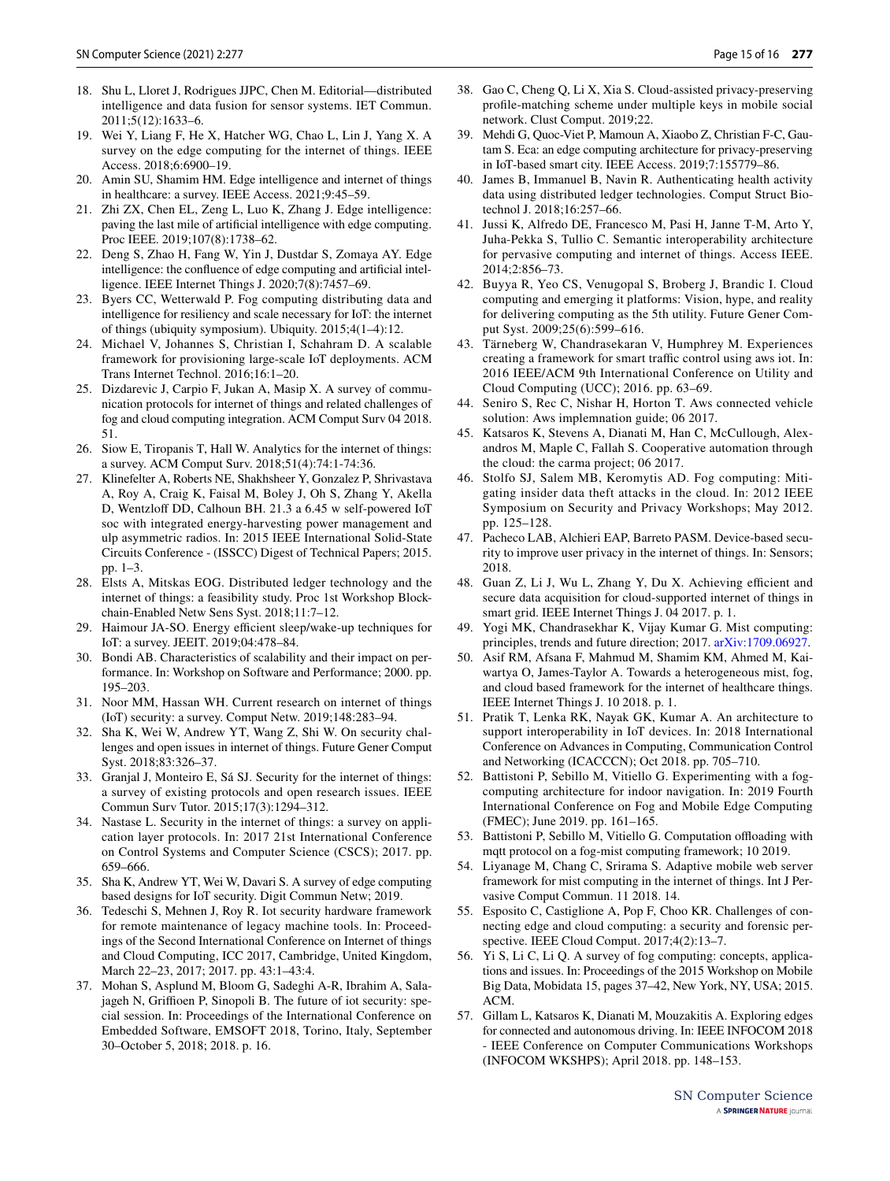18. Shu L, Lloret J, Rodrigues JJPC, Chen M. Editorial—distributed intelligence and data fusion for sensor systems. IET Commun. 2011;5(12):1633–6.
19. Wei Y, Liang F, He X, Hatcher WG, Chao L, Lin J, Yang X. A survey on the edge computing for the internet of things. IEEE Access. 2018;6:6900–19.
20. Amin SU, Shamim HM. Edge intelligence and internet of things in healthcare: a survey. IEEE Access. 2021;9:45–59.
21. Zhi ZX, Chen EL, Zeng L, Luo K, Zhang J. Edge intelligence: paving the last mile of artificial intelligence with edge computing. Proc IEEE. 2019;107(8):1738–62.
22. Deng S, Zhao H, Fang W, Yin J, Dustdar S, Zomaya AY. Edge intelligence: the confluence of edge computing and artificial intelligence. IEEE Internet Things J. 2020;7(8):7457–69.
23. Byers CC, Wetterwald P. Fog computing distributing data and intelligence for resiliency and scale necessary for IoT: the internet of things (ubiquity symposium). Ubiquity. 2015;4(1–4):12.
24. Michael V, Johannes S, Christian I, Schahram D. A scalable framework for provisioning large-scale IoT deployments. ACM Trans Internet Technol. 2016;16:1–20.
25. Dizdarevic J, Carpio F, Jukan A, Masip X. A survey of communication protocols for internet of things and related challenges of fog and cloud computing integration. ACM Comput Surv 04 2018. 51.
26. Siow E, Tiropanis T, Hall W. Analytics for the internet of things: a survey. ACM Comput Surv. 2018;51(4):74:1-74:36.
27. Klinefelter A, Roberts NE, Shakhsheer Y, Gonzalez P, Shrivastava A, Roy A, Craig K, Faisal M, Boley J, Oh S, Zhang Y, Akella D, Wentzloff DD, Calhoun BH. 21.3 a 6.45 w self-powered IoT soc with integrated energy-harvesting power management and ulp asymmetric radios. In: 2015 IEEE International Solid-State Circuits Conference - (ISSCC) Digest of Technical Papers; 2015. pp. 1–3.
28. Elsts A, Mitskas EOG. Distributed ledger technology and the internet of things: a feasibility study. Proc 1st Workshop Blockchain-Enabled Netw Sens Syst. 2018;11:7–12.
29. Haimour JA-SO. Energy efficient sleep/wake-up techniques for IoT: a survey. JEEIT. 2019;04:478–84.
30. Bondi AB. Characteristics of scalability and their impact on performance. In: Workshop on Software and Performance; 2000. pp. 195–203.
31. Noor MM, Hassan WH. Current research on internet of things (IoT) security: a survey. Comput Netw. 2019;148:283–94.
32. Sha K, Wei W, Andrew YT, Wang Z, Shi W. On security challenges and open issues in internet of things. Future Gener Comput Syst. 2018;83:326–37.
33. Granjal J, Monteiro E, Sá SJ. Security for the internet of things: a survey of existing protocols and open research issues. IEEE Commun Surv Tutor. 2015;17(3):1294–312.
34. Nastase L. Security in the internet of things: a survey on application layer protocols. In: 2017 21st International Conference on Control Systems and Computer Science (CSCS); 2017. pp. 659–666.
35. Sha K, Andrew YT, Wei W, Davari S. A survey of edge computing based designs for IoT security. Digit Commun Netw; 2019.
36. Tedeschi S, Mehnen J, Roy R. Iot security hardware framework for remote maintenance of legacy machine tools. In: Proceedings of the Second International Conference on Internet of things and Cloud Computing, ICC 2017, Cambridge, United Kingdom, March 22–23, 2017; 2017. pp. 43:1–43:4.
37. Mohan S, Asplund M, Bloom G, Sadeghi A-R, Ibrahim A, Salajageh N, Griffioen P, Sinopoli B. The future of iot security: special session. In: Proceedings of the International Conference on Embedded Software, EMSOFT 2018, Torino, Italy, September 30–October 5, 2018; 2018. p. 16.
38. Gao C, Cheng Q, Li X, Xia S. Cloud-assisted privacy-preserving profile-matching scheme under multiple keys in mobile social network. Clust Comput. 2019;22.
39. Mehdi G, Quoc-Viet P, Mamoun A, Xiaobo Z, Christian F-C, Gautam S. Eca: an edge computing architecture for privacy-preserving in IoT-based smart city. IEEE Access. 2019;7:155779–86.
40. James B, Immanuel B, Navin R. Authenticating health activity data using distributed ledger technologies. Comput Struct Biotechnol J. 2018;16:257–66.
41. Jussi K, Alfredo DE, Francesco M, Pasi H, Janne T-M, Arto Y, Juha-Pekka S, Tullio C. Semantic interoperability architecture for pervasive computing and internet of things. Access IEEE. 2014;2:856–73.
42. Buyya R, Yeo CS, Venugopal S, Broberg J, Brandic I. Cloud computing and emerging it platforms: Vision, hype, and reality for delivering computing as the 5th utility. Future Gener Comput Syst. 2009;25(6):599–616.
43. Tärneberg W, Chandrasekaran V, Humphrey M. Experiences creating a framework for smart traffic control using aws iot. In: 2016 IEEE/ACM 9th International Conference on Utility and Cloud Computing (UCC); 2016. pp. 63–69.
44. Seniro S, Rec C, Nishar H, Horton T. Aws connected vehicle solution: Aws implemnation guide; 06 2017.
45. Katsaros K, Stevens A, Dianati M, Han C, McCullough, Alexandros M, Maple C, Fallah S. Cooperative automation through the cloud: the carma project; 06 2017.
46. Stolfo SJ, Salem MB, Keromytis AD. Fog computing: Mitigating insider data theft attacks in the cloud. In: 2012 IEEE Symposium on Security and Privacy Workshops; May 2012. pp. 125–128.
47. Pacheco LAB, Alchieri EAP, Barreto PASM. Device-based security to improve user privacy in the internet of things. In: Sensors; 2018.
48. Guan Z, Li J, Wu L, Zhang Y, Du X. Achieving efficient and secure data acquisition for cloud-supported internet of things in smart grid. IEEE Internet Things J. 04 2017. p. 1.
49. Yogi MK, Chandrasekhar K, Vijay Kumar G. Mist computing: principles, trends and future direction; 2017. arXiv:1709.06927.
50. Asif RM, Afsana F, Mahmud M, Shamim KM, Ahmed M, Kaiwartya O, James-Taylor A. Towards a heterogeneous mist, fog, and cloud based framework for the internet of healthcare things. IEEE Internet Things J. 10 2018. p. 1.
51. Pratik T, Lenka RK, Nayak GK, Kumar A. An architecture to support interoperability in IoT devices. In: 2018 International Conference on Advances in Computing, Communication Control and Networking (ICACCCN); Oct 2018. pp. 705–710.
52. Battistoni P, Sebillo M, Vitiello G. Experimenting with a fog-computing architecture for indoor navigation. In: 2019 Fourth International Conference on Fog and Mobile Edge Computing (FMEC); June 2019. pp. 161–165.
53. Battistoni P, Sebillo M, Vitiello G. Computation offloading with mqtt protocol on a fog-mist computing framework; 10 2019.
54. Liyanage M, Chang C, Srirama S. Adaptive mobile web server framework for mist computing in the internet of things. Int J Pervasive Comput Commun. 11 2018. 14.
55. Esposito C, Castiglione A, Pop F, Choo KR. Challenges of connecting edge and cloud computing: a security and forensic perspective. IEEE Cloud Comput. 2017;4(2):13–7.
56. Yi S, Li C, Li Q. A survey of fog computing: concepts, applications and issues. In: Proceedings of the 2015 Workshop on Mobile Big Data, Mobidata 15, pages 37–42, New York, NY, USA; 2015. ACM.
57. Gillam L, Katsaros K, Dianati M, Mouzakitis A. Exploring edges for connected and autonomous driving. In: IEEE INFOCOM 2018 - IEEE Conference on Computer Communications Workshops (INFOCOM WKSHPS); April 2018. pp. 148–153.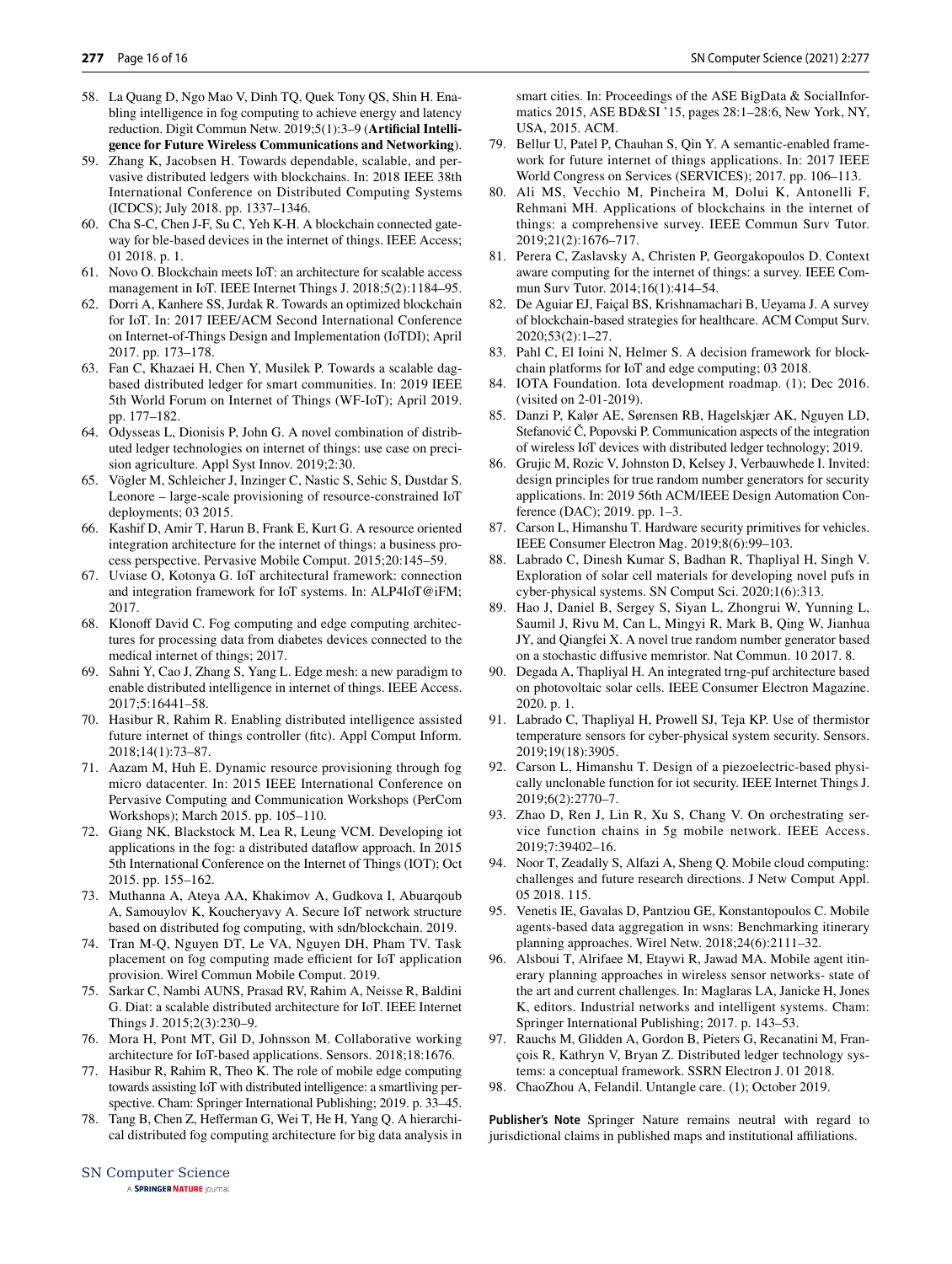58. La Quang D, Ngo Mao V, Dinh TQ, Quek Tony QS, Shin H. Enabling intelligence in fog computing to achieve energy and latency reduction. Digit Commun Netw. 2019;5(1):3–9 (**Artificial Intelligence for Future Wireless Communications and Networking**).
59. Zhang K, Jacobsen H. Towards dependable, scalable, and pervasive distributed ledgers with blockchains. In: 2018 IEEE 38th International Conference on Distributed Computing Systems (ICDCS); July 2018. pp. 1337–1346.
60. Cha S-C, Chen J-F, Su C, Yeh K-H. A blockchain connected gateway for ble-based devices in the internet of things. IEEE Access; 01 2018. p. 1.
61. Novo O. Blockchain meets IoT: an architecture for scalable access management in IoT. IEEE Internet Things J. 2018;5(2):1184–95.
62. Dorri A, Kanhere SS, Jurdak R. Towards an optimized blockchain for IoT. In: 2017 IEEE/ACM Second International Conference on Internet-of-Things Design and Implementation (IoTDI); April 2017. pp. 173–178.
63. Fan C, Khazaei H, Chen Y, Musilek P. Towards a scalable dag-based distributed ledger for smart communities. In: 2019 IEEE 5th World Forum on Internet of Things (WF-IoT); April 2019. pp. 177–182.
64. Odysseas L, Dionisis P, John G. A novel combination of distributed ledger technologies on internet of things: use case on precision agriculture. Appl Syst Innov. 2019;2:30.
65. Vögler M, Schleicher J, Inzinger C, Nastic S, Sehic S, Dustdar S. Leonore – large-scale provisioning of resource-constrained IoT deployments; 03 2015.
66. Kashif D, Amir T, Harun B, Frank E, Kurt G. A resource oriented integration architecture for the internet of things: a business process perspective. Pervasive Mobile Comput. 2015;20:145–59.
67. Uviase O, Kotonya G. IoT architectural framework: connection and integration framework for IoT systems. In: ALP4IoT@iFM; 2017.
68. Klonoff David C. Fog computing and edge computing architectures for processing data from diabetes devices connected to the medical internet of things; 2017.
69. Sahni Y, Cao J, Zhang S, Yang L. Edge mesh: a new paradigm to enable distributed intelligence in internet of things. IEEE Access. 2017;5:16441–58.
70. Hasibur R, Rahim R. Enabling distributed intelligence assisted future internet of things controller (fitc). Appl Comput Inform. 2018;14(1):73–87.
71. Aazam M, Huh E. Dynamic resource provisioning through fog micro datacenter. In: 2015 IEEE International Conference on Pervasive Computing and Communication Workshops (PerCom Workshops); March 2015. pp. 105–110.
72. Giang NK, Blackstock M, Lea R, Leung VCM. Developing iot applications in the fog: a distributed dataflow approach. In 2015 5th International Conference on the Internet of Things (IOT); Oct 2015. pp. 155–162.
73. Muthanna A, Ateya AA, Khakimov A, Gudkova I, Abuarqoub A, Samouylov K, Koucheryavy A. Secure IoT network structure based on distributed fog computing, with sdn/blockchain. 2019.
74. Tran M-Q, Nguyen DT, Le VA, Nguyen DH, Pham TV. Task placement on fog computing made efficient for IoT application provision. Wirel Commun Mobile Comput. 2019.
75. Sarkar C, Nambi AUNS, Prasad RV, Rahim A, Neisse R, Baldini G. Diat: a scalable distributed architecture for IoT. IEEE Internet Things J. 2015;2(3):230–9.
76. Mora H, Pont MT, Gil D, Johnsson M. Collaborative working architecture for IoT-based applications. Sensors. 2018;18:1676.
77. Hasibur R, Rahim R, Theo K. The role of mobile edge computing towards assisting IoT with distributed intelligence: a smartliving perspective. Cham: Springer International Publishing; 2019. p. 33–45.
78. Tang B, Chen Z, Hefferman G, Wei T, He H, Yang Q. A hierarchical distributed fog computing architecture for big data analysis in smart cities. In: Proceedings of the ASE BigData & SocialInformatics 2015, ASE BD&SI '15, pages 28:1–28:6, New York, NY, USA, 2015. ACM.
79. Bellur U, Patel P, Chauhan S, Qin Y. A semantic-enabled framework for future internet of things applications. In: 2017 IEEE World Congress on Services (SERVICES); 2017. pp. 106–113.
80. Ali MS, Vecchio M, Pincheira M, Dolui K, Antonelli F, Rehmani MH. Applications of blockchains in the internet of things: a comprehensive survey. IEEE Commun Surv Tutor. 2019;21(2):1676–717.
81. Perera C, Zaslavsky A, Christen P, Georgakopoulos D. Context aware computing for the internet of things: a survey. IEEE Commun Surv Tutor. 2014;16(1):414–54.
82. De Aguiar EJ, Faiçal BS, Krishnamachari B, Ueyama J. A survey of blockchain-based strategies for healthcare. ACM Comput Surv. 2020;53(2):1–27.
83. Pahl C, El Ioini N, Helmer S. A decision framework for blockchain platforms for IoT and edge computing; 03 2018.
84. IOTA Foundation. Iota development roadmap. (1); Dec 2016. (visited on 2-01-2019).
85. Danzi P, Kalør AE, Sørensen RB, Hagelskjær AK, Nguyen LD, Stefanović Č, Popovski P. Communication aspects of the integration of wireless IoT devices with distributed ledger technology; 2019.
86. Grujic M, Rozic V, Johnston D, Kelsey J, Verbauwhede I. Invited: design principles for true random number generators for security applications. In: 2019 56th ACM/IEEE Design Automation Conference (DAC); 2019. pp. 1–3.
87. Carson L, Himanshu T. Hardware security primitives for vehicles. IEEE Consumer Electron Mag. 2019;8(6):99–103.
88. Labrado C, Dinesh Kumar S, Badhan R, Thapliyal H, Singh V. Exploration of solar cell materials for developing novel pufs in cyber-physical systems. SN Comput Sci. 2020;1(6):313.
89. Hao J, Daniel B, Sergey S, Siyan L, Zhongrui W, Yunning L, Saumil J, Rivu M, Can L, Mingyi R, Mark B, Qing W, Jianhua JY, and Qiangfei X. A novel true random number generator based on a stochastic diffusive memristor. Nat Commun. 10 2017. 8.
90. Degada A, Thapliyal H. An integrated trng-puf architecture based on photovoltaic solar cells. IEEE Consumer Electron Magazine. 2020. p. 1.
91. Labrado C, Thapliyal H, Prowell SJ, Teja KP. Use of thermistor temperature sensors for cyber-physical system security. Sensors. 2019;19(18):3905.
92. Carson L, Himanshu T. Design of a piezoelectric-based physically unclonable function for iot security. IEEE Internet Things J. 2019;6(2):2770–7.
93. Zhao D, Ren J, Lin R, Xu S, Chang V. On orchestrating service function chains in 5g mobile network. IEEE Access. 2019;7:39402–16.
94. Noor T, Zeadally S, Alfazi A, Sheng Q. Mobile cloud computing: challenges and future research directions. J Netw Comput Appl. 05 2018. 115.
95. Venetis IE, Gavalas D, Pantziou GE, Konstantopoulos C. Mobile agents-based data aggregation in wsns: Benchmarking itinerary planning approaches. Wirel Netw. 2018;24(6):2111–32.
96. Alsboui T, Alrifaee M, Etaywi R, Jawad MA. Mobile agent itinerary planning approaches in wireless sensor networks- state of the art and current challenges. In: Maglaras LA, Janicke H, Jones K, editors. Industrial networks and intelligent systems. Cham: Springer International Publishing; 2017. p. 143–53.
97. Rauchs M, Glidden A, Gordon B, Pieters G, Recanatini M, François R, Kathryn V, Bryan Z. Distributed ledger technology systems: a conceptual framework. SSRN Electron J. 01 2018.
98. ChaoZhou A, Felandil. Untangle care. (1); October 2019.

**Publisher's Note** Springer Nature remains neutral with regard to jurisdictional claims in published maps and institutional affiliations.